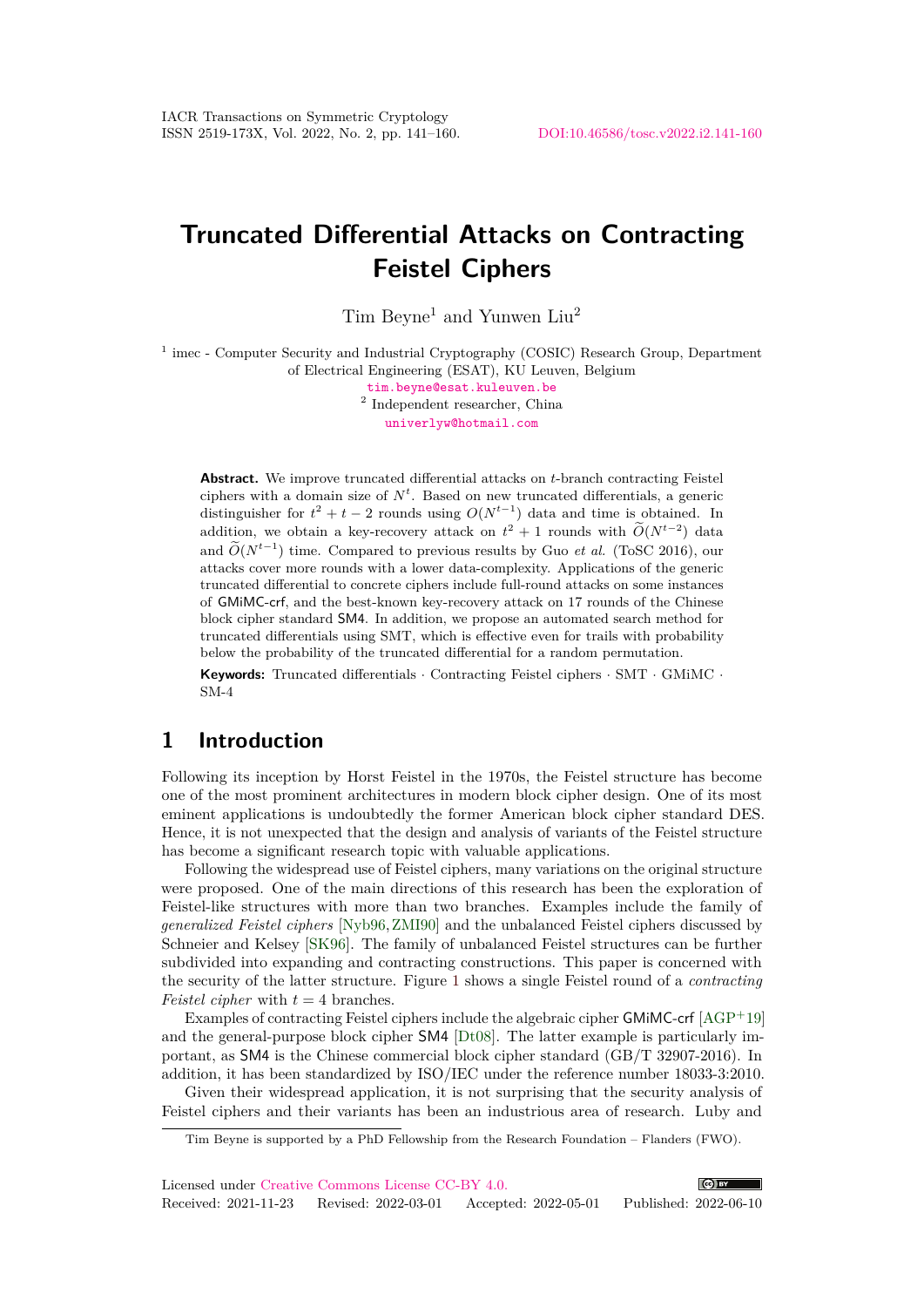# Truncated Differential Attacks on Contracting Feistel Ciphers

Tim Beyne[1] and Yunwen Liu[2]

[1] imec - Computer Security and Industrial Cryptography (COSIC) Research Group, Department of Electrical Engineering (ESAT), KU Leuven, Belgium
tim.beyne@esat.kuleuven.be
[2] Independent researcher, China
univerlyw@hotmail.com

**Abstract.** We improve truncated differential attacks on $t$-branch contracting Feistel ciphers with a domain size of $N^t$. Based on new truncated differentials, a generic distinguisher for $t^2 + t - 2$ rounds using $O(N^{t-1})$ data and time is obtained. In addition, we obtain a key-recovery attack on $t^2 + 1$ rounds with $\widetilde{O}(N^{t-2})$ data and $\widetilde{O}(N^{t-1})$ time. Compared to previous results by Guo *et al.* (ToSC 2016), our attacks cover more rounds with a lower data-complexity. Applications of the generic truncated differential to concrete ciphers include full-round attacks on some instances of GMiMC-crf, and the best-known key-recovery attack on 17 rounds of the Chinese block cipher standard SM4. In addition, we propose an automated search method for truncated differentials using SMT, which is effective even for trails with probability below the probability of the truncated differential for a random permutation.

**Keywords:** Truncated differentials · Contracting Feistel ciphers · SMT · GMiMC · SM-4

## 1 Introduction

Following its inception by Horst Feistel in the 1970s, the Feistel structure has become one of the most prominent architectures in modern block cipher design. One of its most eminent applications is undoubtedly the former American block cipher standard DES. Hence, it is not unexpected that the design and analysis of variants of the Feistel structure has become a significant research topic with valuable applications.

Following the widespread use of Feistel ciphers, many variations on the original structure were proposed. One of the main directions of this research has been the exploration of Feistel-like structures with more than two branches. Examples include the family of *generalized Feistel ciphers* [Nyb96, ZMI90] and the unbalanced Feistel ciphers discussed by Schneier and Kelsey [SK96]. The family of unbalanced Feistel structures can be further subdivided into expanding and contracting constructions. This paper is concerned with the security of the latter structure. Figure 1 shows a single Feistel round of a *contracting Feistel cipher* with $t = 4$ branches.

Examples of contracting Feistel ciphers include the algebraic cipher GMiMC-crf [AGP+19] and the general-purpose block cipher SM4 [Dt08]. The latter example is particularly important, as SM4 is the Chinese commercial block cipher standard (GB/T 32907-2016). In addition, it has been standardized by ISO/IEC under the reference number 18033-3:2010.

Given their widespread application, it is not surprising that the security analysis of Feistel ciphers and their variants has been an industrious area of research. Luby and

Tim Beyne is supported by a PhD Fellowship from the Research Foundation – Flanders (FWO).

Licensed under Creative Commons License CC-BY 4.0.
Received: 2021-11-23 Revised: 2022-03-01 Accepted: 2022-05-01 Published: 2022-06-10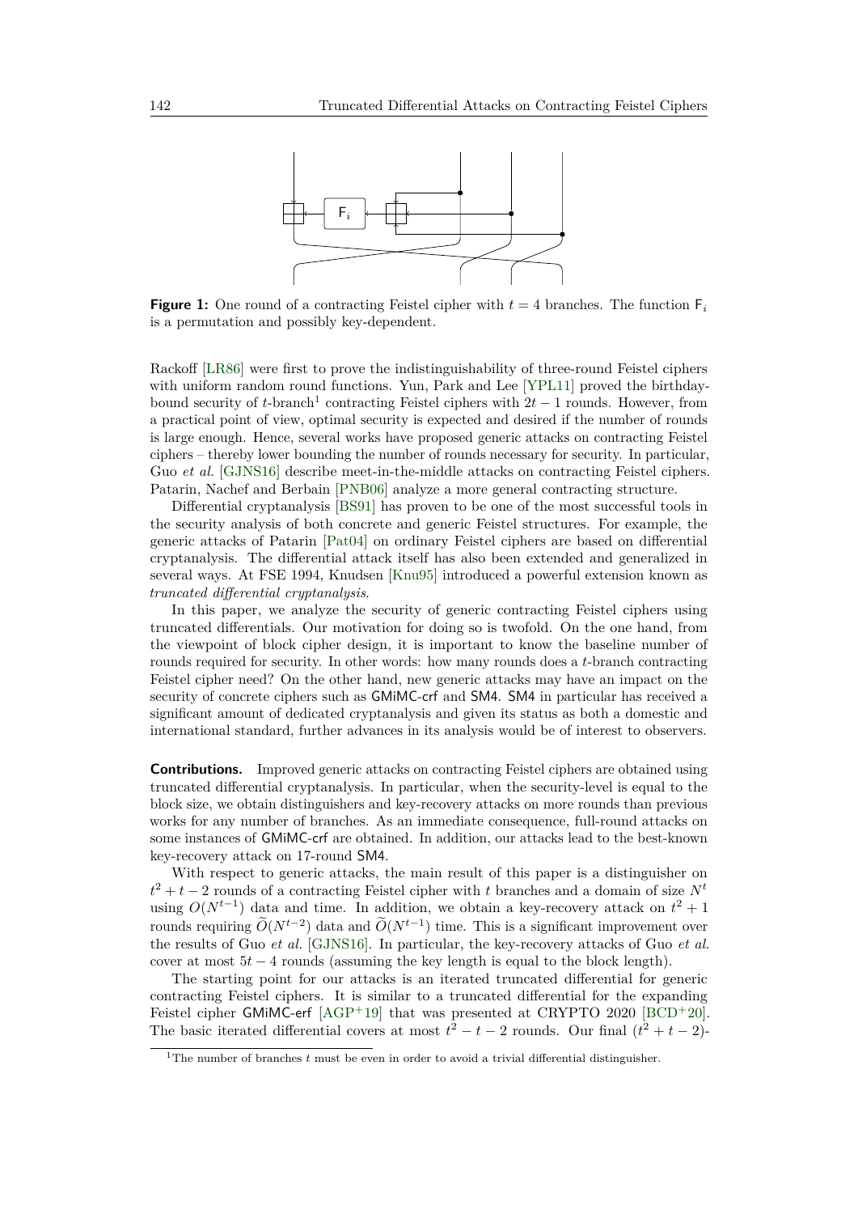**Figure 1:** One round of a contracting Feistel cipher with $t = 4$ branches. The function $\mathsf{F}_i$ is a permutation and possibly key-dependent.

Rackoff [LR86] were first to prove the indistinguishability of three-round Feistel ciphers with uniform random round functions. Yun, Park and Lee [YPL11] proved the birthday-bound security of $t$-branch[1] contracting Feistel ciphers with $2t - 1$ rounds. However, from a practical point of view, optimal security is expected and desired if the number of rounds is large enough. Hence, several works have proposed generic attacks on contracting Feistel ciphers – thereby lower bounding the number of rounds necessary for security. In particular, Guo *et al.* [GJNS16] describe meet-in-the-middle attacks on contracting Feistel ciphers. Patarin, Nachef and Berbain [PNB06] analyze a more general contracting structure.

Differential cryptanalysis [BS91] has proven to be one of the most successful tools in the security analysis of both concrete and generic Feistel structures. For example, the generic attacks of Patarin [Pat04] on ordinary Feistel ciphers are based on differential cryptanalysis. The differential attack itself has also been extended and generalized in several ways. At FSE 1994, Knudsen [Knu95] introduced a powerful extension known as *truncated differential cryptanalysis*.

In this paper, we analyze the security of generic contracting Feistel ciphers using truncated differentials. Our motivation for doing so is twofold. On the one hand, from the viewpoint of block cipher design, it is important to know the baseline number of rounds required for security. In other words: how many rounds does a $t$-branch contracting Feistel cipher need? On the other hand, new generic attacks may have an impact on the security of concrete ciphers such as GMiMC-crf and SM4. SM4 in particular has received a significant amount of dedicated cryptanalysis and given its status as both a domestic and international standard, further advances in its analysis would be of interest to observers.

**Contributions.** Improved generic attacks on contracting Feistel ciphers are obtained using truncated differential cryptanalysis. In particular, when the security-level is equal to the block size, we obtain distinguishers and key-recovery attacks on more rounds than previous works for any number of branches. As an immediate consequence, full-round attacks on some instances of GMiMC-crf are obtained. In addition, our attacks lead to the best-known key-recovery attack on 17-round SM4.

With respect to generic attacks, the main result of this paper is a distinguisher on $t^2 + t - 2$ rounds of a contracting Feistel cipher with $t$ branches and a domain of size $N^t$ using $O(N^{t-1})$ data and time. In addition, we obtain a key-recovery attack on $t^2 + 1$ rounds requiring $\widetilde{O}(N^{t-2})$ data and $\widetilde{O}(N^{t-1})$ time. This is a significant improvement over the results of Guo *et al.* [GJNS16]. In particular, the key-recovery attacks of Guo *et al.* cover at most $5t - 4$ rounds (assuming the key length is equal to the block length).

The starting point for our attacks is an iterated truncated differential for generic contracting Feistel ciphers. It is similar to a truncated differential for the expanding Feistel cipher GMiMC-erf [AGP+19] that was presented at CRYPTO 2020 [BCD+20]. The basic iterated differential covers at most $t^2 - t - 2$ rounds. Our final $(t^2 + t - 2)$-

[1] The number of branches $t$ must be even in order to avoid a trivial differential distinguisher.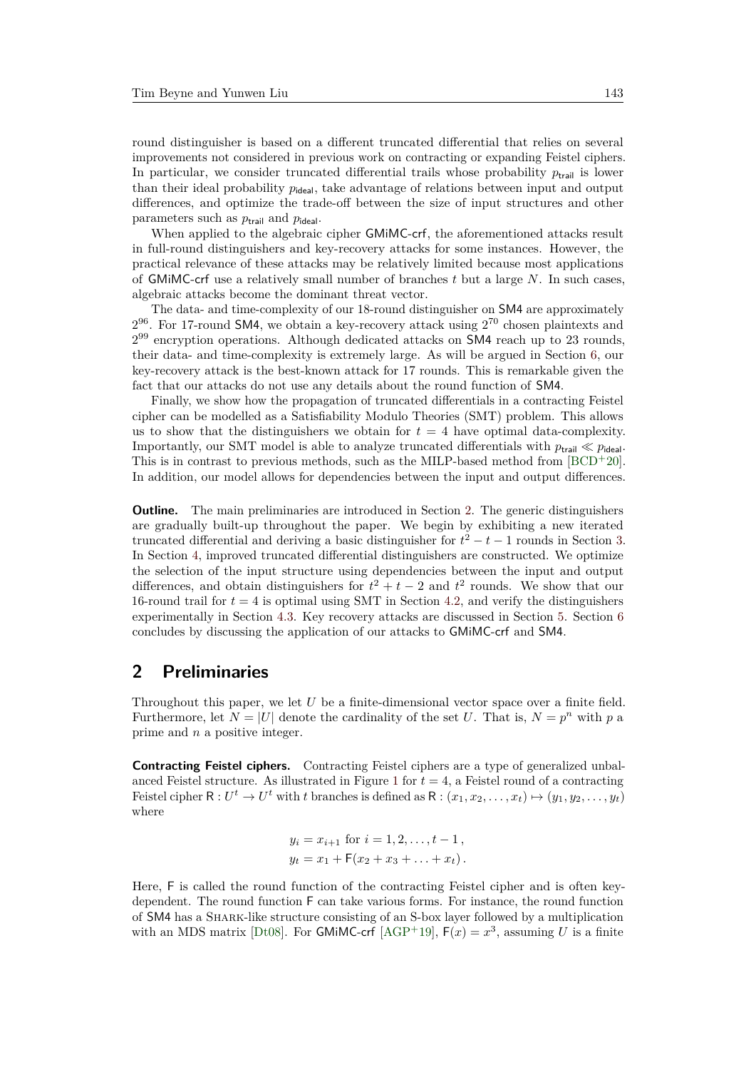round distinguisher is based on a different truncated differential that relies on several improvements not considered in previous work on contracting or expanding Feistel ciphers. In particular, we consider truncated differential trails whose probability $p_{\mathsf{trail}}$ is lower than their ideal probability $p_{\mathsf{ideal}}$, take advantage of relations between input and output differences, and optimize the trade-off between the size of input structures and other parameters such as $p_{\mathsf{trail}}$ and $p_{\mathsf{ideal}}$.

When applied to the algebraic cipher GMiMC-crf, the aforementioned attacks result in full-round distinguishers and key-recovery attacks for some instances. However, the practical relevance of these attacks may be relatively limited because most applications of GMiMC-crf use a relatively small number of branches $t$ but a large $N$. In such cases, algebraic attacks become the dominant threat vector.

The data- and time-complexity of our 18-round distinguisher on SM4 are approximately $2^{96}$. For 17-round SM4, we obtain a key-recovery attack using $2^{70}$ chosen plaintexts and $2^{99}$ encryption operations. Although dedicated attacks on SM4 reach up to 23 rounds, their data- and time-complexity is extremely large. As will be argued in Section 6, our key-recovery attack is the best-known attack for 17 rounds. This is remarkable given the fact that our attacks do not use any details about the round function of SM4.

Finally, we show how the propagation of truncated differentials in a contracting Feistel cipher can be modelled as a Satisfiability Modulo Theories (SMT) problem. This allows us to show that the distinguishers we obtain for $t = 4$ have optimal data-complexity. Importantly, our SMT model is able to analyze truncated differentials with $p_{\mathsf{trail}} \ll p_{\mathsf{ideal}}$. This is in contrast to previous methods, such as the MILP-based method from [BCD+20]. In addition, our model allows for dependencies between the input and output differences.

**Outline.** The main preliminaries are introduced in Section 2. The generic distinguishers are gradually built-up throughout the paper. We begin by exhibiting a new iterated truncated differential and deriving a basic distinguisher for $t^2 - t - 1$ rounds in Section 3. In Section 4, improved truncated differential distinguishers are constructed. We optimize the selection of the input structure using dependencies between the input and output differences, and obtain distinguishers for $t^2 + t - 2$ and $t^2$ rounds. We show that our 16-round trail for $t = 4$ is optimal using SMT in Section 4.2, and verify the distinguishers experimentally in Section 4.3. Key recovery attacks are discussed in Section 5. Section 6 concludes by discussing the application of our attacks to GMiMC-crf and SM4.

## 2 Preliminaries

Throughout this paper, we let $U$ be a finite-dimensional vector space over a finite field. Furthermore, let $N = |U|$ denote the cardinality of the set $U$. That is, $N = p^n$ with $p$ a prime and $n$ a positive integer.

**Contracting Feistel ciphers.** Contracting Feistel ciphers are a type of generalized unbalanced Feistel structure. As illustrated in Figure 1 for $t = 4$, a Feistel round of a contracting Feistel cipher $\mathsf{R} : U^t \to U^t$ with $t$ branches is defined as $\mathsf{R} : (x_1, x_2, \ldots, x_t) \mapsto (y_1, y_2, \ldots, y_t)$ where

$$y_i = x_{i+1} \text{ for } i = 1, 2, \ldots, t-1\,,$$
$$y_t = x_1 + \mathsf{F}(x_2 + x_3 + \ldots + x_t)\,.$$

Here, $\mathsf{F}$ is called the round function of the contracting Feistel cipher and is often key-dependent. The round function $\mathsf{F}$ can take various forms. For instance, the round function of SM4 has a SHARK-like structure consisting of an S-box layer followed by a multiplication with an MDS matrix [Dt08]. For GMiMC-crf [AGP+19], $\mathsf{F}(x) = x^3$, assuming $U$ is a finite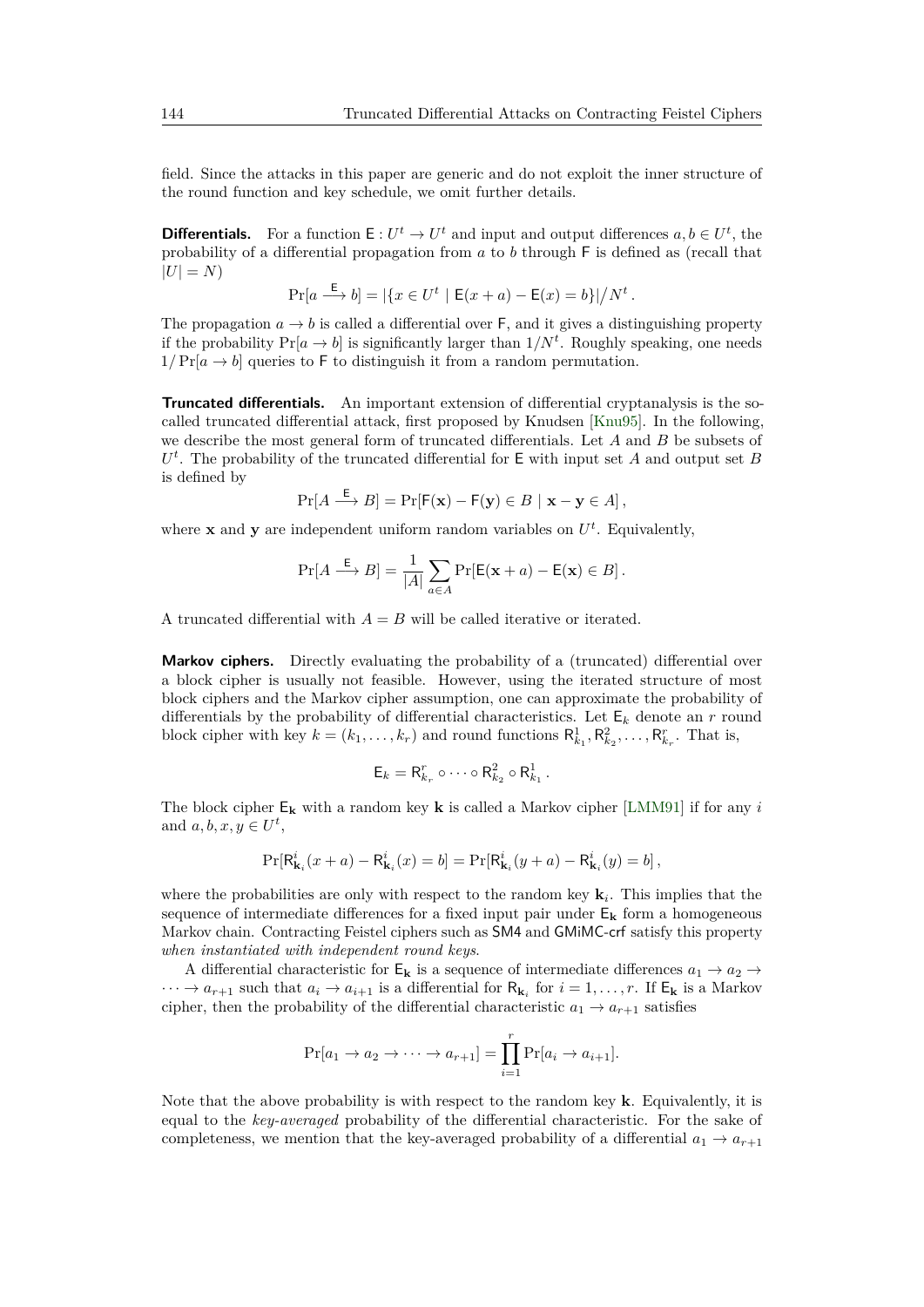field. Since the attacks in this paper are generic and do not exploit the inner structure of the round function and key schedule, we omit further details.

**Differentials.** For a function $\mathsf{E} : U^t \to U^t$ and input and output differences $a, b \in U^t$, the probability of a differential propagation from $a$ to $b$ through $\mathsf{F}$ is defined as (recall that $|U| = N$)

$$\Pr[a \xrightarrow{\mathsf{E}} b] = |\{x \in U^t \mid \mathsf{E}(x + a) - \mathsf{E}(x) = b\}| \big/ N^t \,.$$

The propagation $a \to b$ is called a differential over $\mathsf{F}$, and it gives a distinguishing property if the probability $\Pr[a \to b]$ is significantly larger than $1/N^t$. Roughly speaking, one needs $1/\Pr[a \to b]$ queries to $\mathsf{F}$ to distinguish it from a random permutation.

**Truncated differentials.** An important extension of differential cryptanalysis is the so-called truncated differential attack, first proposed by Knudsen [Knu95]. In the following, we describe the most general form of truncated differentials. Let $A$ and $B$ be subsets of $U^t$. The probability of the truncated differential for $\mathsf{E}$ with input set $A$ and output set $B$ is defined by

$$\Pr[A \xrightarrow{\mathsf{E}} B] = \Pr[\mathsf{F}(\mathbf{x}) - \mathsf{F}(\mathbf{y}) \in B \mid \mathbf{x} - \mathbf{y} \in A] \,,$$

where $\mathbf{x}$ and $\mathbf{y}$ are independent uniform random variables on $U^t$. Equivalently,

$$\Pr[A \xrightarrow{\mathsf{E}} B] = \frac{1}{|A|} \sum_{a \in A} \Pr[\mathsf{E}(\mathbf{x} + a) - \mathsf{E}(\mathbf{x}) \in B] \,.$$

A truncated differential with $A = B$ will be called iterative or iterated.

**Markov ciphers.** Directly evaluating the probability of a (truncated) differential over a block cipher is usually not feasible. However, using the iterated structure of most block ciphers and the Markov cipher assumption, one can approximate the probability of differentials by the probability of differential characteristics. Let $\mathsf{E}_k$ denote an $r$ round block cipher with key $k = (k_1, \ldots, k_r)$ and round functions $\mathsf{R}^1_{k_1}, \mathsf{R}^2_{k_2}, \ldots, \mathsf{R}^r_{k_r}$. That is,

$$\mathsf{E}_k = \mathsf{R}^r_{k_r} \circ \cdots \circ \mathsf{R}^2_{k_2} \circ \mathsf{R}^1_{k_1} \,.$$

The block cipher $\mathsf{E}_{\mathbf{k}}$ with a random key $\mathbf{k}$ is called a Markov cipher [LMM91] if for any $i$ and $a, b, x, y \in U^t$,

$$\Pr[\mathsf{R}^i_{\mathbf{k}_i}(x + a) - \mathsf{R}^i_{\mathbf{k}_i}(x) = b] = \Pr[\mathsf{R}^i_{\mathbf{k}_i}(y + a) - \mathsf{R}^i_{\mathbf{k}_i}(y) = b] \,,$$

where the probabilities are only with respect to the random key $\mathbf{k}_i$. This implies that the sequence of intermediate differences for a fixed input pair under $\mathsf{E}_{\mathbf{k}}$ form a homogeneous Markov chain. Contracting Feistel ciphers such as SM4 and GMiMC-crf satisfy this property *when instantiated with independent round keys*.

A differential characteristic for $\mathsf{E}_{\mathbf{k}}$ is a sequence of intermediate differences $a_1 \to a_2 \to \cdots \to a_{r+1}$ such that $a_i \to a_{i+1}$ is a differential for $\mathsf{R}_{\mathbf{k}_i}$ for $i = 1, \ldots, r$. If $\mathsf{E}_{\mathbf{k}}$ is a Markov cipher, then the probability of the differential characteristic $a_1 \to a_{r+1}$ satisfies

$$\Pr[a_1 \to a_2 \to \cdots \to a_{r+1}] = \prod_{i=1}^{r} \Pr[a_i \to a_{i+1}].$$

Note that the above probability is with respect to the random key $\mathbf{k}$. Equivalently, it is equal to the *key-averaged* probability of the differential characteristic. For the sake of completeness, we mention that the key-averaged probability of a differential $a_1 \to a_{r+1}$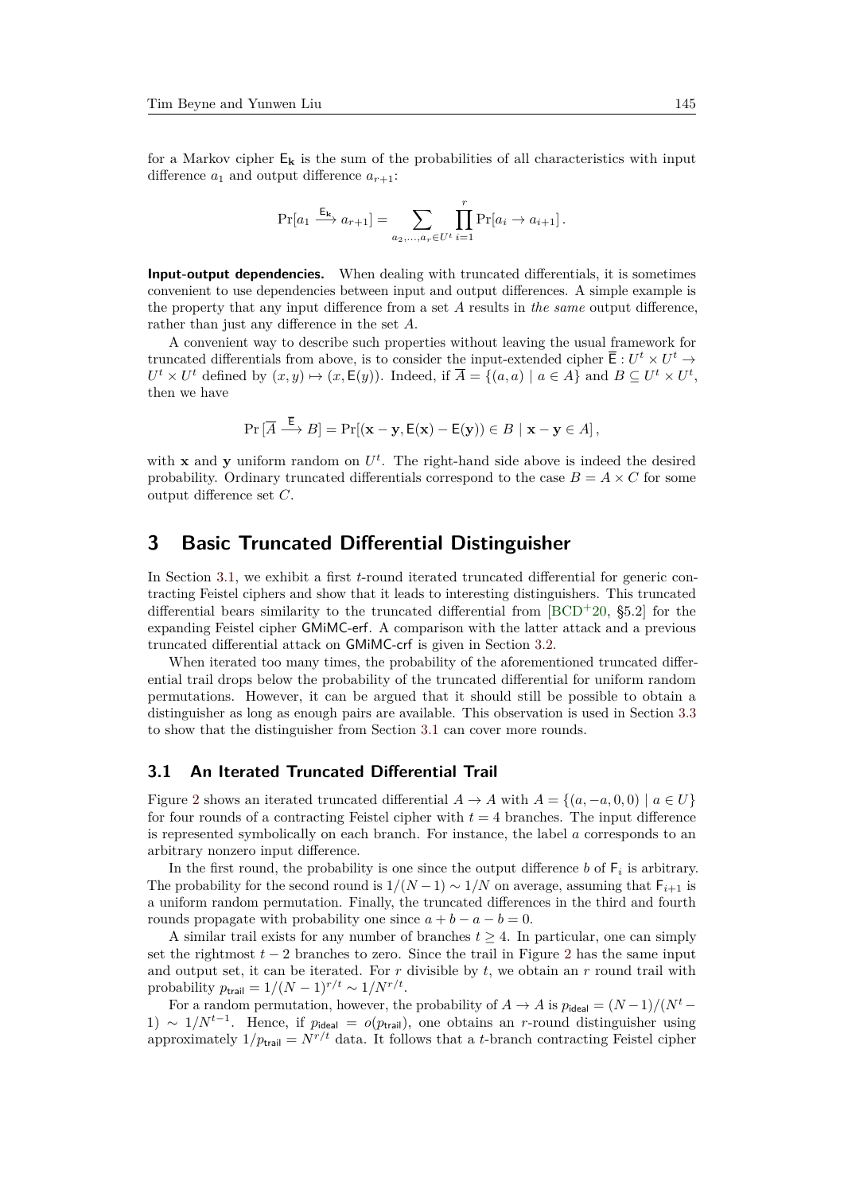for a Markov cipher $\mathsf{E}_\mathbf{k}$ is the sum of the probabilities of all characteristics with input difference $a_1$ and output difference $a_{r+1}$:

$$\Pr[a_1 \xrightarrow{\mathsf{E}_\mathbf{k}} a_{r+1}] = \sum_{a_2,\ldots,a_r \in U^t} \prod_{i=1}^{r} \Pr[a_i \to a_{i+1}] \,.$$

**Input-output dependencies.** When dealing with truncated differentials, it is sometimes convenient to use dependencies between input and output differences. A simple example is the property that any input difference from a set $A$ results in *the same* output difference, rather than just any difference in the set $A$.

A convenient way to describe such properties without leaving the usual framework for truncated differentials from above, is to consider the input-extended cipher $\overline{\mathsf{E}} : U^t \times U^t \to U^t \times U^t$ defined by $(x, y) \mapsto (x, \mathsf{E}(y))$. Indeed, if $\overline{A} = \{(a, a) \mid a \in A\}$ and $B \subseteq U^t \times U^t$, then we have

$$\Pr[\overline{A} \xrightarrow{\overline{\mathsf{E}}} B] = \Pr[(\mathbf{x} - \mathbf{y}, \mathsf{E}(\mathbf{x}) - \mathsf{E}(\mathbf{y})) \in B \mid \mathbf{x} - \mathbf{y} \in A] \,,$$

with $\mathbf{x}$ and $\mathbf{y}$ uniform random on $U^t$. The right-hand side above is indeed the desired probability. Ordinary truncated differentials correspond to the case $B = A \times C$ for some output difference set $C$.

# 3 Basic Truncated Differential Distinguisher

In Section 3.1, we exhibit a first $t$-round iterated truncated differential for generic contracting Feistel ciphers and show that it leads to interesting distinguishers. This truncated differential bears similarity to the truncated differential from [BCD+20, §5.2] for the expanding Feistel cipher GMiMC-erf. A comparison with the latter attack and a previous truncated differential attack on GMiMC-crf is given in Section 3.2.

When iterated too many times, the probability of the aforementioned truncated differential trail drops below the probability of the truncated differential for uniform random permutations. However, it can be argued that it should still be possible to obtain a distinguisher as long as enough pairs are available. This observation is used in Section 3.3 to show that the distinguisher from Section 3.1 can cover more rounds.

## 3.1 An Iterated Truncated Differential Trail

Figure 2 shows an iterated truncated differential $A \to A$ with $A = \{(a, -a, 0, 0) \mid a \in U\}$ for four rounds of a contracting Feistel cipher with $t = 4$ branches. The input difference is represented symbolically on each branch. For instance, the label $a$ corresponds to an arbitrary nonzero input difference.

In the first round, the probability is one since the output difference $b$ of $\mathsf{F}_i$ is arbitrary. The probability for the second round is $1/(N-1) \sim 1/N$ on average, assuming that $\mathsf{F}_{i+1}$ is a uniform random permutation. Finally, the truncated differences in the third and fourth rounds propagate with probability one since $a + b - a - b = 0$.

A similar trail exists for any number of branches $t \geq 4$. In particular, one can simply set the rightmost $t - 2$ branches to zero. Since the trail in Figure 2 has the same input and output set, it can be iterated. For $r$ divisible by $t$, we obtain an $r$ round trail with probability $p_{\mathsf{trail}} = 1/(N-1)^{r/t} \sim 1/N^{r/t}$.

For a random permutation, however, the probability of $A \to A$ is $p_{\mathsf{ideal}} = (N-1)/(N^t - 1) \sim 1/N^{t-1}$. Hence, if $p_{\mathsf{ideal}} = o(p_{\mathsf{trail}})$, one obtains an $r$-round distinguisher using approximately $1/p_{\mathsf{trail}} = N^{r/t}$ data. It follows that a $t$-branch contracting Feistel cipher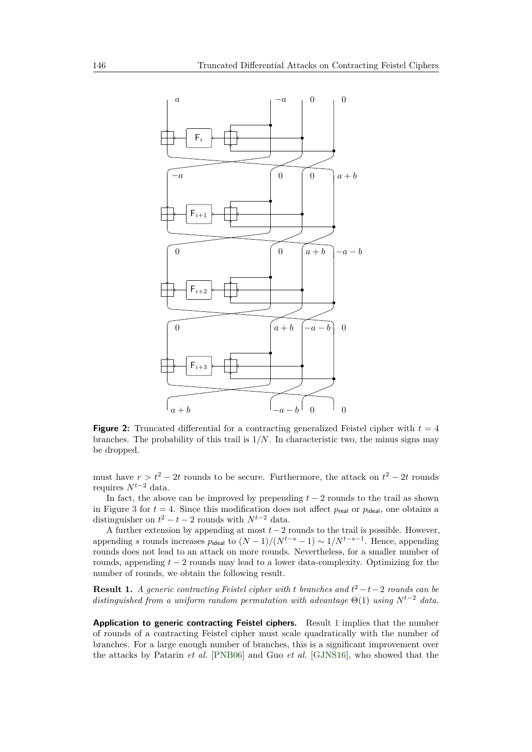**Figure 2:** Truncated differential for a contracting generalized Feistel cipher with $t = 4$ branches. The probability of this trail is $1/N$. In characteristic two, the minus signs may be dropped.

must have $r > t^2 - 2t$ rounds to be secure. Furthermore, the attack on $t^2 - 2t$ rounds requires $N^{t-2}$ data.

In fact, the above can be improved by prepending $t - 2$ rounds to the trail as shown in Figure 3 for $t = 4$. Since this modification does not affect $p_{\mathsf{real}}$ or $p_{\mathsf{ideal}}$, one obtains a distinguisher on $t^2 - t - 2$ rounds with $N^{t-2}$ data.

A further extension by appending at most $t-2$ rounds to the trail is possible. However, appending $s$ rounds increases $p_{\mathsf{ideal}}$ to $(N-1)/(N^{t-s}-1) \sim 1/N^{t-s-1}$. Hence, appending rounds does not lead to an attack on more rounds. Nevertheless, for a smaller number of rounds, appending $t-2$ rounds may lead to a lower data-complexity. Optimizing for the number of rounds, we obtain the following result.

**Result 1.** *A generic contracting Feistel cipher with $t$ branches and $t^2 - t - 2$ rounds can be distinguished from a uniform random permutation with advantage $\Theta(1)$ using $N^{t-2}$ data.*

**Application to generic contracting Feistel ciphers.** Result 1 implies that the number of rounds of a contracting Feistel cipher must scale quadratically with the number of branches. For a large enough number of branches, this is a significant improvement over the attacks by Patarin *et al.* [PNB06] and Guo *et al.* [GJNS16], who showed that the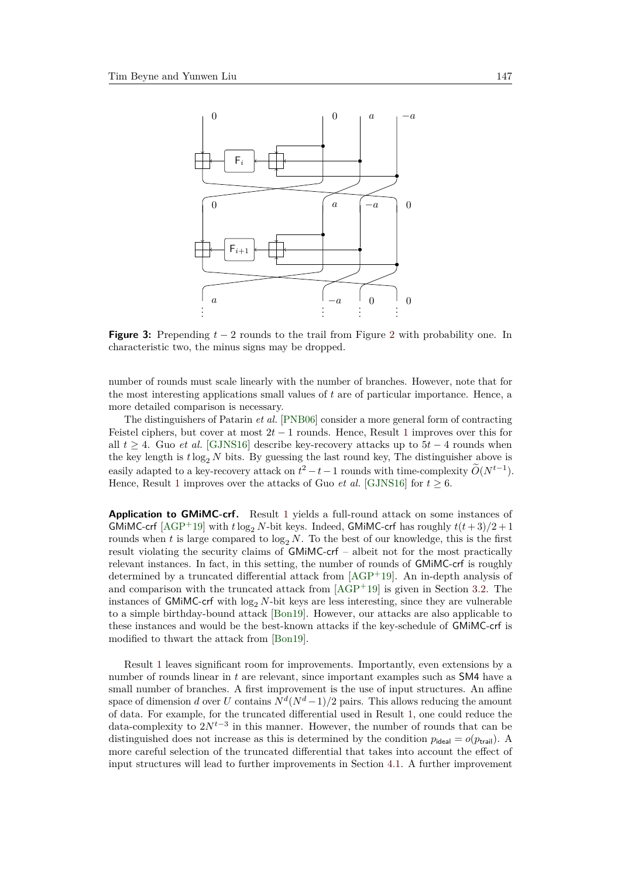**Figure 3:** Prepending $t-2$ rounds to the trail from Figure 2 with probability one. In characteristic two, the minus signs may be dropped.

number of rounds must scale linearly with the number of branches. However, note that for the most interesting applications small values of $t$ are of particular importance. Hence, a more detailed comparison is necessary.

The distinguishers of Patarin *et al.* [PNB06] consider a more general form of contracting Feistel ciphers, but cover at most $2t-1$ rounds. Hence, Result 1 improves over this for all $t \geq 4$. Guo *et al.* [GJNS16] describe key-recovery attacks up to $5t-4$ rounds when the key length is $t \log_2 N$ bits. By guessing the last round key, The distinguisher above is easily adapted to a key-recovery attack on $t^2 - t - 1$ rounds with time-complexity $\widetilde{O}(N^{t-1})$. Hence, Result 1 improves over the attacks of Guo *et al.* [GJNS16] for $t \geq 6$.

**Application to GMiMC-crf.** Result 1 yields a full-round attack on some instances of GMiMC-crf [AGP+19] with $t \log_2 N$-bit keys. Indeed, GMiMC-crf has roughly $t(t+3)/2+1$ rounds when $t$ is large compared to $\log_2 N$. To the best of our knowledge, this is the first result violating the security claims of GMiMC-crf – albeit not for the most practically relevant instances. In fact, in this setting, the number of rounds of GMiMC-crf is roughly determined by a truncated differential attack from [AGP+19]. An in-depth analysis of and comparison with the truncated attack from [AGP+19] is given in Section 3.2. The instances of GMiMC-crf with $\log_2 N$-bit keys are less interesting, since they are vulnerable to a simple birthday-bound attack [Bon19]. However, our attacks are also applicable to these instances and would be the best-known attacks if the key-schedule of GMiMC-crf is modified to thwart the attack from [Bon19].

Result 1 leaves significant room for improvements. Importantly, even extensions by a number of rounds linear in $t$ are relevant, since important examples such as SM4 have a small number of branches. A first improvement is the use of input structures. An affine space of dimension $d$ over $U$ contains $N^d(N^d-1)/2$ pairs. This allows reducing the amount of data. For example, for the truncated differential used in Result 1, one could reduce the data-complexity to $2N^{t-3}$ in this manner. However, the number of rounds that can be distinguished does not increase as this is determined by the condition $p_{\mathsf{ideal}} = o(p_{\mathsf{trail}})$. A more careful selection of the truncated differential that takes into account the effect of input structures will lead to further improvements in Section 4.1. A further improvement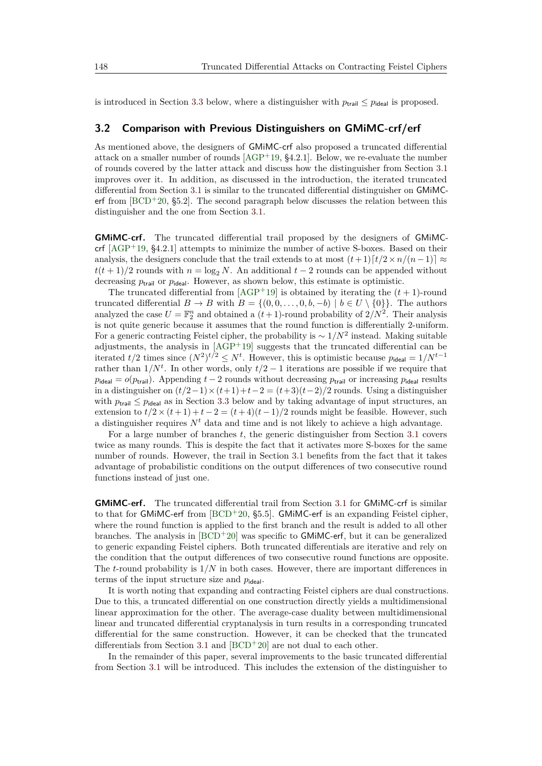is introduced in Section 3.3 below, where a distinguisher with $p_{\mathsf{trail}} \leq p_{\mathsf{ideal}}$ is proposed.

## 3.2 Comparison with Previous Distinguishers on GMiMC-crf/erf

As mentioned above, the designers of GMiMC-crf also proposed a truncated differential attack on a smaller number of rounds [AGP+19, §4.2.1]. Below, we re-evaluate the number of rounds covered by the latter attack and discuss how the distinguisher from Section 3.1 improves over it. In addition, as discussed in the introduction, the iterated truncated differential from Section 3.1 is similar to the truncated differential distinguisher on GMiMC-erf from [BCD+20, §5.2]. The second paragraph below discusses the relation between this distinguisher and the one from Section 3.1.

**GMiMC-crf.** The truncated differential trail proposed by the designers of GMiMC-crf [AGP+19, §4.2.1] attempts to minimize the number of active S-boxes. Based on their analysis, the designers conclude that the trail extends to at most $(t+1)\lceil t/2 \times n/(n-1)\rceil \approx t(t+1)/2$ rounds with $n = \log_2 N$. An additional $t-2$ rounds can be appended without decreasing $p_{\mathsf{trail}}$ or $p_{\mathsf{ideal}}$. However, as shown below, this estimate is optimistic.

The truncated differential from [AGP+19] is obtained by iterating the $(t+1)$-round truncated differential $B \to B$ with $B = \{(0, 0, \dots, 0, b, -b) \mid b \in U \setminus \{0\}\}$. The authors analyzed the case $U = \mathbb{F}_2^n$ and obtained a $(t+1)$-round probability of $2/N^2$. Their analysis is not quite generic because it assumes that the round function is differentially 2-uniform. For a generic contracting Feistel cipher, the probability is $\sim 1/N^2$ instead. Making suitable adjustments, the analysis in [AGP+19] suggests that the truncated differential can be iterated $t/2$ times since $(N^2)^{t/2} \leq N^t$. However, this is optimistic because $p_{\mathsf{ideal}} = 1/N^{t-1}$ rather than $1/N^t$. In other words, only $t/2-1$ iterations are possible if we require that $p_{\mathsf{ideal}} = o(p_{\mathsf{trail}})$. Appending $t-2$ rounds without decreasing $p_{\mathsf{trail}}$ or increasing $p_{\mathsf{ideal}}$ results in a distinguisher on $(t/2-1)\times(t+1)+t-2 = (t+3)(t-2)/2$ rounds. Using a distinguisher with $p_{\mathsf{trail}} \leq p_{\mathsf{ideal}}$ as in Section 3.3 below and by taking advantage of input structures, an extension to $t/2 \times (t+1) + t - 2 = (t+4)(t-1)/2$ rounds might be feasible. However, such a distinguisher requires $N^t$ data and time and is not likely to achieve a high advantage.

For a large number of branches $t$, the generic distinguisher from Section 3.1 covers twice as many rounds. This is despite the fact that it activates more S-boxes for the same number of rounds. However, the trail in Section 3.1 benefits from the fact that it takes advantage of probabilistic conditions on the output differences of two consecutive round functions instead of just one.

**GMiMC-erf.** The truncated differential trail from Section 3.1 for GMiMC-crf is similar to that for GMiMC-erf from [BCD+20, §5.5]. GMiMC-erf is an expanding Feistel cipher, where the round function is applied to the first branch and the result is added to all other branches. The analysis in [BCD+20] was specific to GMiMC-erf, but it can be generalized to generic expanding Feistel ciphers. Both truncated differentials are iterative and rely on the condition that the output differences of two consecutive round functions are opposite. The $t$-round probability is $1/N$ in both cases. However, there are important differences in terms of the input structure size and $p_{\mathsf{ideal}}$.

It is worth noting that expanding and contracting Feistel ciphers are dual constructions. Due to this, a truncated differential on one construction directly yields a multidimensional linear approximation for the other. The average-case duality between multidimensional linear and truncated differential cryptanalysis in turn results in a corresponding truncated differential for the same construction. However, it can be checked that the truncated differentials from Section 3.1 and [BCD+20] are not dual to each other.

In the remainder of this paper, several improvements to the basic truncated differential from Section 3.1 will be introduced. This includes the extension of the distinguisher to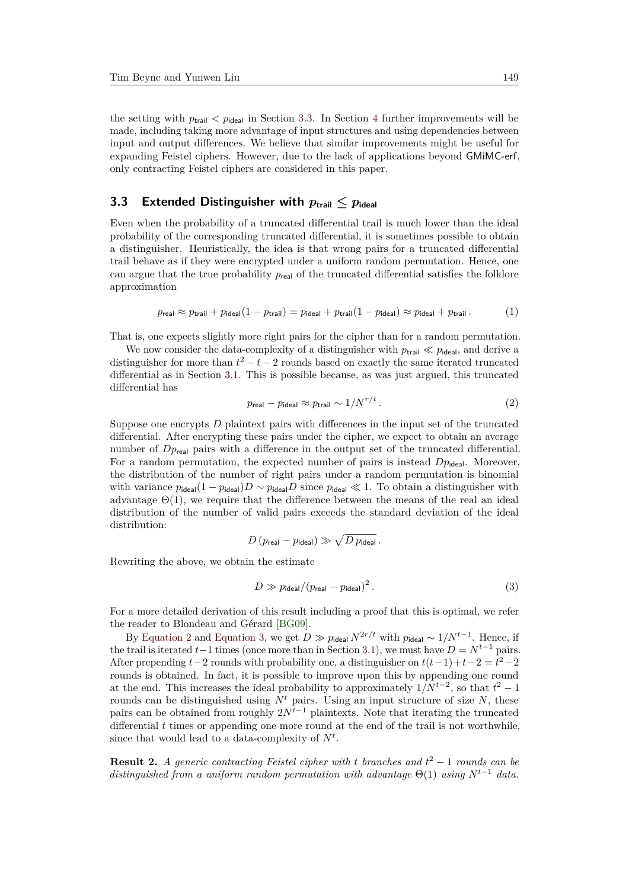the setting with $p_{\mathsf{trail}} < p_{\mathsf{ideal}}$ in Section 3.3. In Section 4 further improvements will be made, including taking more advantage of input structures and using dependencies between input and output differences. We believe that similar improvements might be useful for expanding Feistel ciphers. However, due to the lack of applications beyond GMiMC-erf, only contracting Feistel ciphers are considered in this paper.

### 3.3 Extended Distinguisher with $p_{\mathsf{trail}} \leq p_{\mathsf{ideal}}$

Even when the probability of a truncated differential trail is much lower than the ideal probability of the corresponding truncated differential, it is sometimes possible to obtain a distinguisher. Heuristically, the idea is that wrong pairs for a truncated differential trail behave as if they were encrypted under a uniform random permutation. Hence, one can argue that the true probability $p_{\mathsf{real}}$ of the truncated differential satisfies the folklore approximation

$$p_{\mathsf{real}} \approx p_{\mathsf{trail}} + p_{\mathsf{ideal}}(1 - p_{\mathsf{trail}}) = p_{\mathsf{ideal}} + p_{\mathsf{trail}}(1 - p_{\mathsf{ideal}}) \approx p_{\mathsf{ideal}} + p_{\mathsf{trail}}\,. \tag{1}$$

That is, one expects slightly more right pairs for the cipher than for a random permutation.

We now consider the data-complexity of a distinguisher with $p_{\mathsf{trail}} \ll p_{\mathsf{ideal}}$, and derive a distinguisher for more than $t^2 - t - 2$ rounds based on exactly the same iterated truncated differential as in Section 3.1. This is possible because, as was just argued, this truncated differential has

$$p_{\mathsf{real}} - p_{\mathsf{ideal}} \approx p_{\mathsf{trail}} \sim 1/N^{r/t}\,. \tag{2}$$

Suppose one encrypts $D$ plaintext pairs with differences in the input set of the truncated differential. After encrypting these pairs under the cipher, we expect to obtain an average number of $Dp_{\mathsf{real}}$ pairs with a difference in the output set of the truncated differential. For a random permutation, the expected number of pairs is instead $Dp_{\mathsf{ideal}}$. Moreover, the distribution of the number of right pairs under a random permutation is binomial with variance $p_{\mathsf{ideal}}(1 - p_{\mathsf{ideal}})D \sim p_{\mathsf{ideal}}D$ since $p_{\mathsf{ideal}} \ll 1$. To obtain a distinguisher with advantage $\Theta(1)$, we require that the difference between the means of the real an ideal distribution of the number of valid pairs exceeds the standard deviation of the ideal distribution:

$$D\,(p_{\mathsf{real}} - p_{\mathsf{ideal}}) \gg \sqrt{D\,p_{\mathsf{ideal}}}\,.$$

Rewriting the above, we obtain the estimate

$$D \gg p_{\mathsf{ideal}}/(p_{\mathsf{real}} - p_{\mathsf{ideal}})^2\,. \tag{3}$$

For a more detailed derivation of this result including a proof that this is optimal, we refer the reader to Blondeau and Gérard [BG09].

By Equation 2 and Equation 3, we get $D \gg p_{\mathsf{ideal}}\,N^{2r/t}$ with $p_{\mathsf{ideal}} \sim 1/N^{t-1}$. Hence, if the trail is iterated $t-1$ times (once more than in Section 3.1), we must have $D = N^{t-1}$ pairs. After prepending $t-2$ rounds with probability one, a distinguisher on $t(t-1)+t-2 = t^2-2$ rounds is obtained. In fact, it is possible to improve upon this by appending one round at the end. This increases the ideal probability to approximately $1/N^{t-2}$, so that $t^2 - 1$ rounds can be distinguished using $N^t$ pairs. Using an input structure of size $N$, these pairs can be obtained from roughly $2N^{t-1}$ plaintexts. Note that iterating the truncated differential $t$ times or appending one more round at the end of the trail is not worthwhile, since that would lead to a data-complexity of $N^t$.

**Result 2.** *A generic contracting Feistel cipher with $t$ branches and $t^2 - 1$ rounds can be distinguished from a uniform random permutation with advantage $\Theta(1)$ using $N^{t-1}$ data.*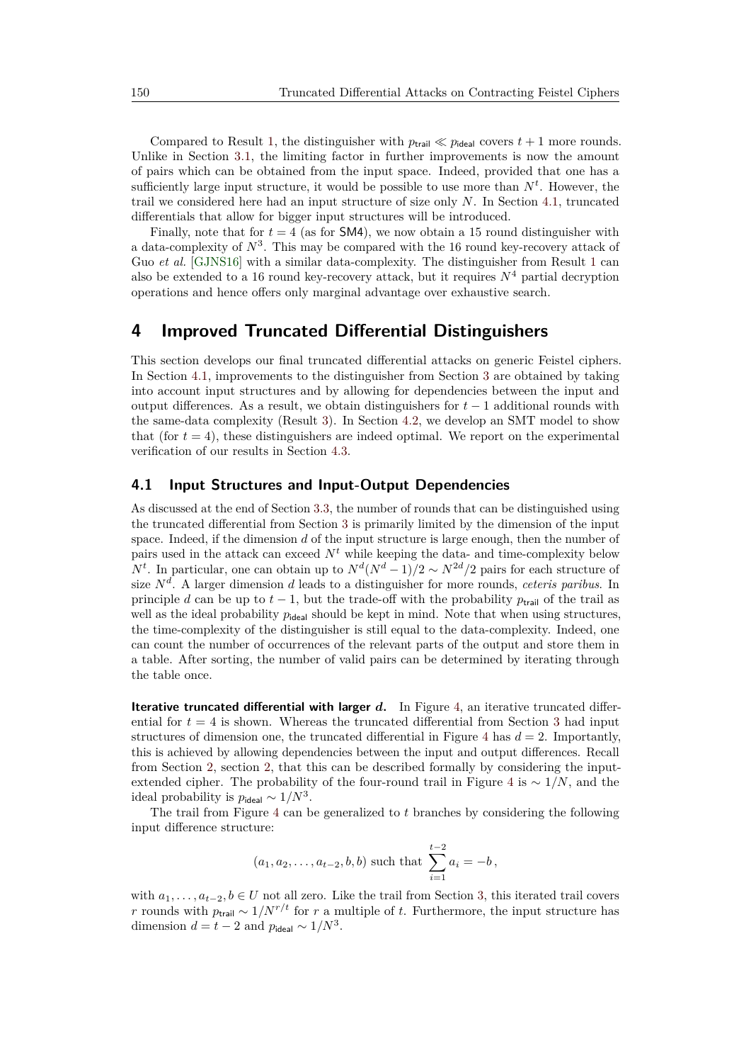Compared to Result 1, the distinguisher with $p_{\mathsf{trail}} \ll p_{\mathsf{ideal}}$ covers $t+1$ more rounds. Unlike in Section 3.1, the limiting factor in further improvements is now the amount of pairs which can be obtained from the input space. Indeed, provided that one has a sufficiently large input structure, it would be possible to use more than $N^t$. However, the trail we considered here had an input structure of size only $N$. In Section 4.1, truncated differentials that allow for bigger input structures will be introduced.

Finally, note that for $t = 4$ (as for SM4), we now obtain a 15 round distinguisher with a data-complexity of $N^3$. This may be compared with the 16 round key-recovery attack of Guo *et al.* [GJNS16] with a similar data-complexity. The distinguisher from Result 1 can also be extended to a 16 round key-recovery attack, but it requires $N^4$ partial decryption operations and hence offers only marginal advantage over exhaustive search.

# 4 Improved Truncated Differential Distinguishers

This section develops our final truncated differential attacks on generic Feistel ciphers. In Section 4.1, improvements to the distinguisher from Section 3 are obtained by taking into account input structures and by allowing for dependencies between the input and output differences. As a result, we obtain distinguishers for $t-1$ additional rounds with the same-data complexity (Result 3). In Section 4.2, we develop an SMT model to show that (for $t = 4$), these distinguishers are indeed optimal. We report on the experimental verification of our results in Section 4.3.

## 4.1 Input Structures and Input-Output Dependencies

As discussed at the end of Section 3.3, the number of rounds that can be distinguished using the truncated differential from Section 3 is primarily limited by the dimension of the input space. Indeed, if the dimension $d$ of the input structure is large enough, then the number of pairs used in the attack can exceed $N^t$ while keeping the data- and time-complexity below $N^t$. In particular, one can obtain up to $N^d(N^d-1)/2 \sim N^{2d}/2$ pairs for each structure of size $N^d$. A larger dimension $d$ leads to a distinguisher for more rounds, *ceteris paribus*. In principle $d$ can be up to $t-1$, but the trade-off with the probability $p_{\mathsf{trail}}$ of the trail as well as the ideal probability $p_{\mathsf{ideal}}$ should be kept in mind. Note that when using structures, the time-complexity of the distinguisher is still equal to the data-complexity. Indeed, one can count the number of occurrences of the relevant parts of the output and store them in a table. After sorting, the number of valid pairs can be determined by iterating through the table once.

**Iterative truncated differential with larger $d$.** In Figure 4, an iterative truncated differential for $t = 4$ is shown. Whereas the truncated differential from Section 3 had input structures of dimension one, the truncated differential in Figure 4 has $d = 2$. Importantly, this is achieved by allowing dependencies between the input and output differences. Recall from Section 2, section 2, that this can be described formally by considering the input-extended cipher. The probability of the four-round trail in Figure 4 is $\sim 1/N$, and the ideal probability is $p_{\mathsf{ideal}} \sim 1/N^3$.

The trail from Figure 4 can be generalized to $t$ branches by considering the following input difference structure:

$$(a_1, a_2, \ldots, a_{t-2}, b, b) \text{ such that } \sum_{i=1}^{t-2} a_i = -b\,,$$

with $a_1, \ldots, a_{t-2}, b \in U$ not all zero. Like the trail from Section 3, this iterated trail covers $r$ rounds with $p_{\mathsf{trail}} \sim 1/N^{r/t}$ for $r$ a multiple of $t$. Furthermore, the input structure has dimension $d = t-2$ and $p_{\mathsf{ideal}} \sim 1/N^3$.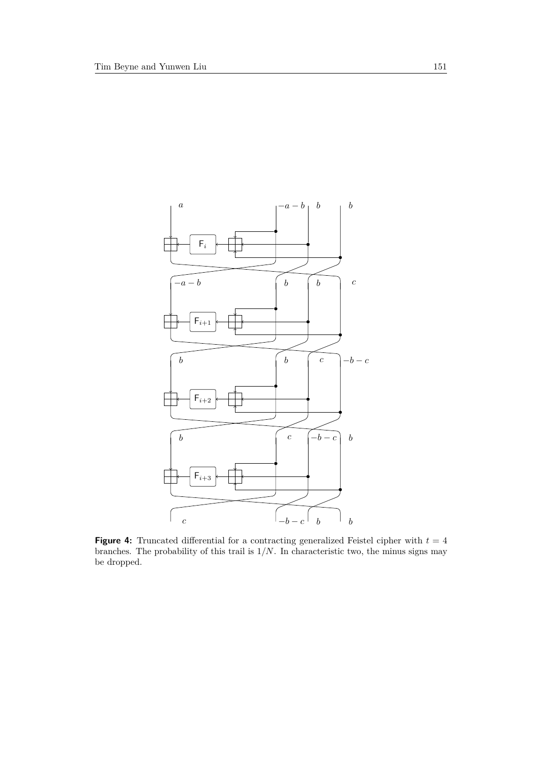**Figure 4:** Truncated differential for a contracting generalized Feistel cipher with $t = 4$ branches. The probability of this trail is $1/N$. In characteristic two, the minus signs may be dropped.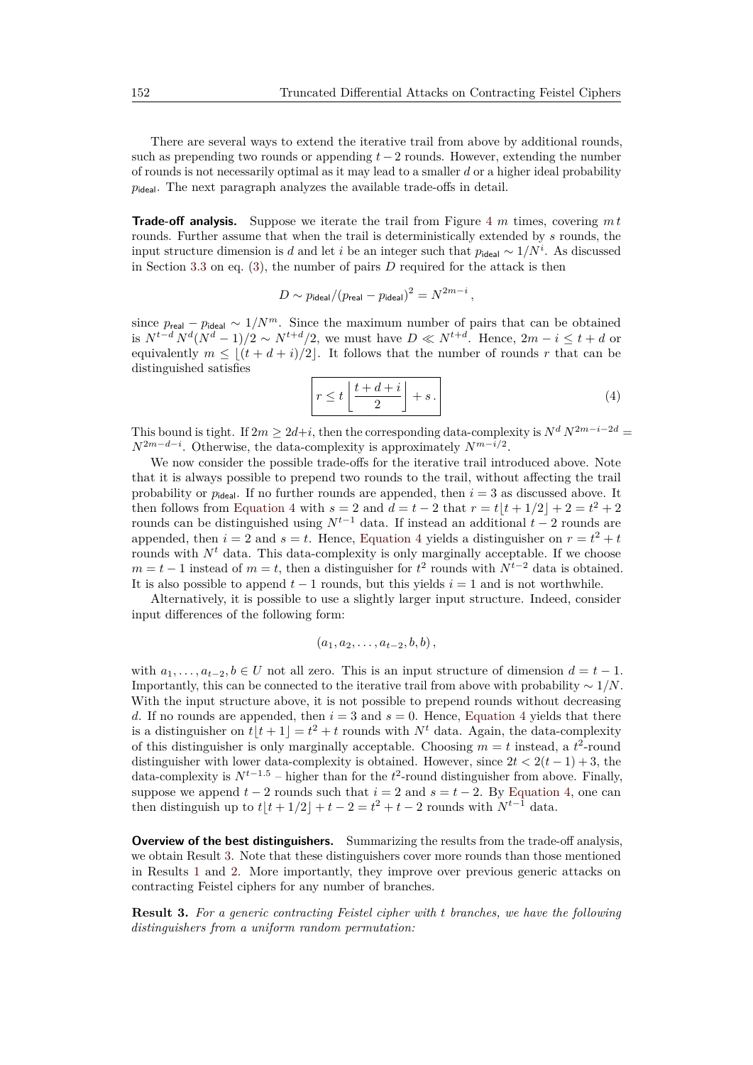There are several ways to extend the iterative trail from above by additional rounds, such as prepending two rounds or appending $t-2$ rounds. However, extending the number of rounds is not necessarily optimal as it may lead to a smaller $d$ or a higher ideal probability $p_{\mathsf{ideal}}$. The next paragraph analyzes the available trade-offs in detail.

**Trade-off analysis.** Suppose we iterate the trail from Figure 4 $m$ times, covering $m\,t$ rounds. Further assume that when the trail is deterministically extended by $s$ rounds, the input structure dimension is $d$ and let $i$ be an integer such that $p_{\mathsf{ideal}} \sim 1/N^i$. As discussed in Section 3.3 on eq. (3), the number of pairs $D$ required for the attack is then

$$D \sim p_{\mathsf{ideal}}/(p_{\mathsf{real}} - p_{\mathsf{ideal}})^2 = N^{2m-i}\,,$$

since $p_{\mathsf{real}} - p_{\mathsf{ideal}} \sim 1/N^m$. Since the maximum number of pairs that can be obtained is $N^{t-d}\,N^d(N^d-1)/2 \sim N^{t+d}/2$, we must have $D \ll N^{t+d}$. Hence, $2m - i \leq t + d$ or equivalently $m \leq \lfloor (t+d+i)/2 \rfloor$. It follows that the number of rounds $r$ that can be distinguished satisfies

$$\boxed{r \leq t\left\lfloor \frac{t+d+i}{2} \right\rfloor + s\,.} \tag{4}$$

This bound is tight. If $2m \geq 2d+i$, then the corresponding data-complexity is $N^d\,N^{2m-i-2d} = N^{2m-d-i}$. Otherwise, the data-complexity is approximately $N^{m-i/2}$.

We now consider the possible trade-offs for the iterative trail introduced above. Note that it is always possible to prepend two rounds to the trail, without affecting the trail probability or $p_{\mathsf{ideal}}$. If no further rounds are appended, then $i = 3$ as discussed above. It then follows from Equation 4 with $s = 2$ and $d = t-2$ that $r = t\lfloor t + 1/2 \rfloor + 2 = t^2 + 2$ rounds can be distinguished using $N^{t-1}$ data. If instead an additional $t-2$ rounds are appended, then $i = 2$ and $s = t$. Hence, Equation 4 yields a distinguisher on $r = t^2 + t$ rounds with $N^t$ data. This data-complexity is only marginally acceptable. If we choose $m = t-1$ instead of $m = t$, then a distinguisher for $t^2$ rounds with $N^{t-2}$ data is obtained. It is also possible to append $t-1$ rounds, but this yields $i = 1$ and is not worthwhile.

Alternatively, it is possible to use a slightly larger input structure. Indeed, consider input differences of the following form:

$$(a_1, a_2, \ldots, a_{t-2}, b, b)\,,$$

with $a_1, \ldots, a_{t-2}, b \in U$ not all zero. This is an input structure of dimension $d = t-1$. Importantly, this can be connected to the iterative trail from above with probability $\sim 1/N$. With the input structure above, it is not possible to prepend rounds without decreasing $d$. If no rounds are appended, then $i = 3$ and $s = 0$. Hence, Equation 4 yields that there is a distinguisher on $t\lfloor t+1 \rfloor = t^2 + t$ rounds with $N^t$ data. Again, the data-complexity of this distinguisher is only marginally acceptable. Choosing $m = t$ instead, a $t^2$-round distinguisher with lower data-complexity is obtained. However, since $2t < 2(t-1) + 3$, the data-complexity is $N^{t-1.5}$ – higher than for the $t^2$-round distinguisher from above. Finally, suppose we append $t-2$ rounds such that $i = 2$ and $s = t-2$. By Equation 4, one can then distinguish up to $t\lfloor t + 1/2 \rfloor + t - 2 = t^2 + t - 2$ rounds with $N^{t-1}$ data.

**Overview of the best distinguishers.** Summarizing the results from the trade-off analysis, we obtain Result 3. Note that these distinguishers cover more rounds than those mentioned in Results 1 and 2. More importantly, they improve over previous generic attacks on contracting Feistel ciphers for any number of branches.

**Result 3.** *For a generic contracting Feistel cipher with $t$ branches, we have the following distinguishers from a uniform random permutation:*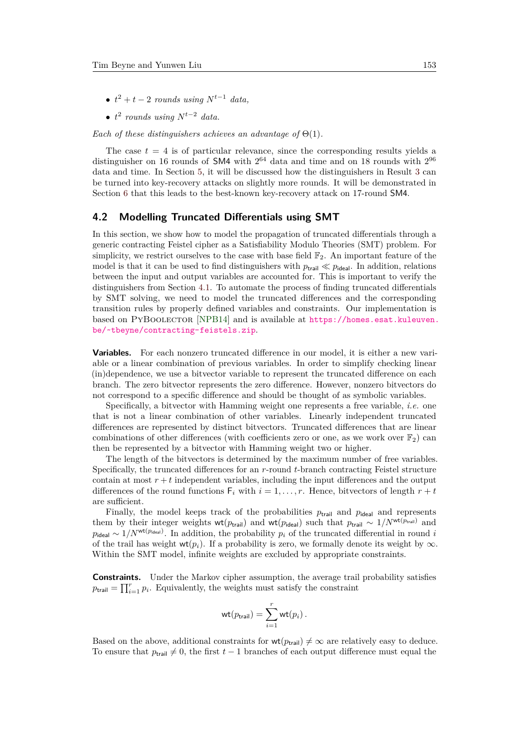- $t^2 + t - 2$ *rounds using* $N^{t-1}$ *data,*
- $t^2$ *rounds using* $N^{t-2}$ *data.*

*Each of these distinguishers achieves an advantage of* $\Theta(1)$.

The case $t = 4$ is of particular relevance, since the corresponding results yields a distinguisher on 16 rounds of SM4 with $2^{64}$ data and time and on 18 rounds with $2^{96}$ data and time. In Section 5, it will be discussed how the distinguishers in Result 3 can be turned into key-recovery attacks on slightly more rounds. It will be demonstrated in Section 6 that this leads to the best-known key-recovery attack on 17-round SM4.

## 4.2 Modelling Truncated Differentials using SMT

In this section, we show how to model the propagation of truncated differentials through a generic contracting Feistel cipher as a Satisfiability Modulo Theories (SMT) problem. For simplicity, we restrict ourselves to the case with base field $\mathbb{F}_2$. An important feature of the model is that it can be used to find distinguishers with $p_{\mathsf{trail}} \ll p_{\mathsf{ideal}}$. In addition, relations between the input and output variables are accounted for. This is important to verify the distinguishers from Section 4.1. To automate the process of finding truncated differentials by SMT solving, we need to model the truncated differences and the corresponding transition rules by properly defined variables and constraints. Our implementation is based on PyBoolector [NPB14] and is available at https://homes.esat.kuleuven.be/~tbeyne/contracting-feistels.zip.

**Variables.** For each nonzero truncated difference in our model, it is either a new variable or a linear combination of previous variables. In order to simplify checking linear (in)dependence, we use a bitvector variable to represent the truncated difference on each branch. The zero bitvector represents the zero difference. However, nonzero bitvectors do not correspond to a specific difference and should be thought of as symbolic variables.

Specifically, a bitvector with Hamming weight one represents a free variable, *i.e.* one that is not a linear combination of other variables. Linearly independent truncated differences are represented by distinct bitvectors. Truncated differences that are linear combinations of other differences (with coefficients zero or one, as we work over $\mathbb{F}_2$) can then be represented by a bitvector with Hamming weight two or higher.

The length of the bitvectors is determined by the maximum number of free variables. Specifically, the truncated differences for an $r$-round $t$-branch contracting Feistel structure contain at most $r + t$ independent variables, including the input differences and the output differences of the round functions $\mathsf{F}_i$ with $i = 1, \ldots, r$. Hence, bitvectors of length $r + t$ are sufficient.

Finally, the model keeps track of the probabilities $p_{\mathsf{trail}}$ and $p_{\mathsf{ideal}}$ and represents them by their integer weights $\mathsf{wt}(p_{\mathsf{trail}})$ and $\mathsf{wt}(p_{\mathsf{ideal}})$ such that $p_{\mathsf{trail}} \sim 1/N^{\mathsf{wt}(p_{\mathsf{trail}})}$ and $p_{\mathsf{ideal}} \sim 1/N^{\mathsf{wt}(p_{\mathsf{ideal}})}$. In addition, the probability $p_i$ of the truncated differential in round $i$ of the trail has weight $\mathsf{wt}(p_i)$. If a probability is zero, we formally denote its weight by $\infty$. Within the SMT model, infinite weights are excluded by appropriate constraints.

**Constraints.** Under the Markov cipher assumption, the average trail probability satisfies $p_{\mathsf{trail}} = \prod_{i=1}^{r} p_i$. Equivalently, the weights must satisfy the constraint

$$\mathsf{wt}(p_{\mathsf{trail}}) = \sum_{i=1}^{r} \mathsf{wt}(p_i)\,.$$

Based on the above, additional constraints for $\mathsf{wt}(p_{\mathsf{trail}}) \neq \infty$ are relatively easy to deduce. To ensure that $p_{\mathsf{trail}} \neq 0$, the first $t-1$ branches of each output difference must equal the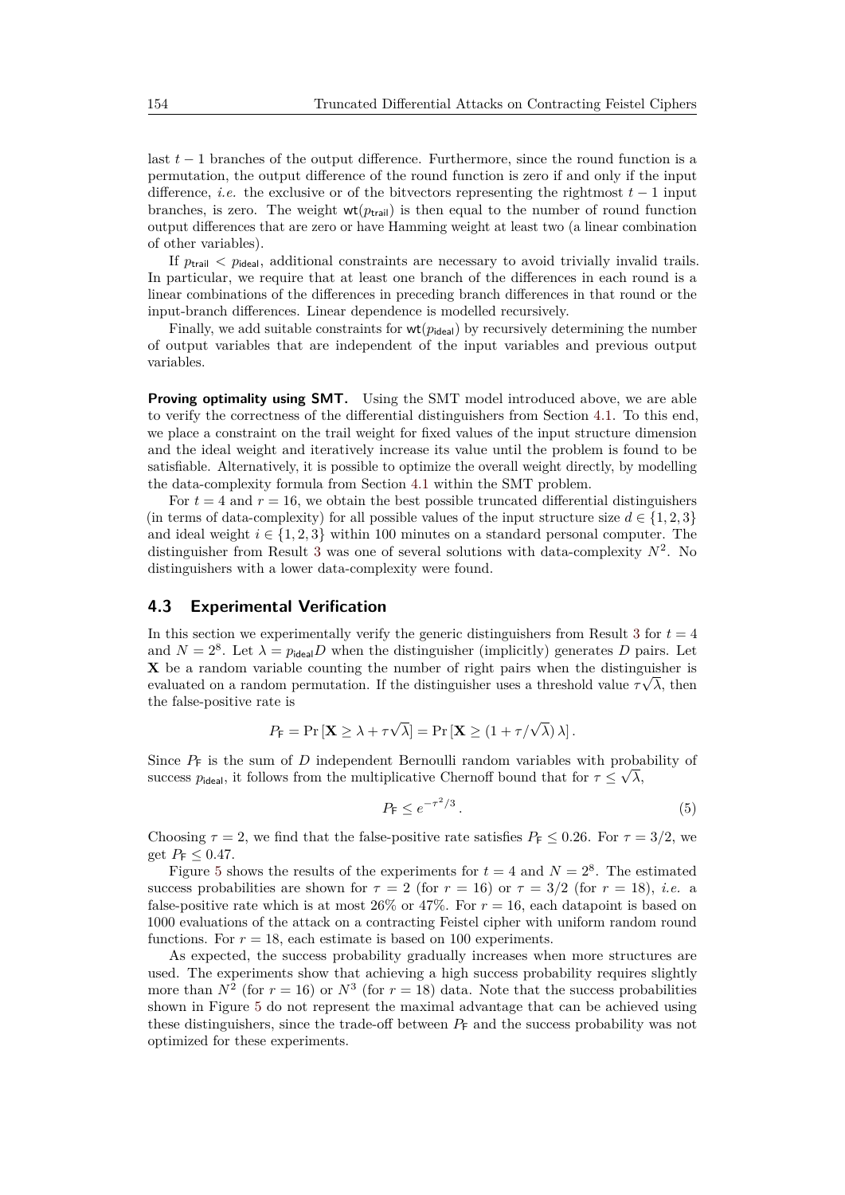last $t-1$ branches of the output difference. Furthermore, since the round function is a permutation, the output difference of the round function is zero if and only if the input difference, *i.e.* the exclusive or of the bitvectors representing the rightmost $t-1$ input branches, is zero. The weight $\mathsf{wt}(p_{\mathsf{trail}})$ is then equal to the number of round function output differences that are zero or have Hamming weight at least two (a linear combination of other variables).

If $p_{\mathsf{trail}} < p_{\mathsf{ideal}}$, additional constraints are necessary to avoid trivially invalid trails. In particular, we require that at least one branch of the differences in each round is a linear combinations of the differences in preceding branch differences in that round or the input-branch differences. Linear dependence is modelled recursively.

Finally, we add suitable constraints for $\mathsf{wt}(p_{\mathsf{ideal}})$ by recursively determining the number of output variables that are independent of the input variables and previous output variables.

**Proving optimality using SMT.** Using the SMT model introduced above, we are able to verify the correctness of the differential distinguishers from Section 4.1. To this end, we place a constraint on the trail weight for fixed values of the input structure dimension and the ideal weight and iteratively increase its value until the problem is found to be satisfiable. Alternatively, it is possible to optimize the overall weight directly, by modelling the data-complexity formula from Section 4.1 within the SMT problem.

For $t = 4$ and $r = 16$, we obtain the best possible truncated differential distinguishers (in terms of data-complexity) for all possible values of the input structure size $d \in \{1, 2, 3\}$ and ideal weight $i \in \{1, 2, 3\}$ within 100 minutes on a standard personal computer. The distinguisher from Result 3 was one of several solutions with data-complexity $N^2$. No distinguishers with a lower data-complexity were found.

### 4.3 Experimental Verification

In this section we experimentally verify the generic distinguishers from Result 3 for $t = 4$ and $N = 2^8$. Let $\lambda = p_{\mathsf{ideal}} D$ when the distinguisher (implicitly) generates $D$ pairs. Let $\mathbf{X}$ be a random variable counting the number of right pairs when the distinguisher is evaluated on a random permutation. If the distinguisher uses a threshold value $\tau\sqrt{\lambda}$, then the false-positive rate is

$$P_{\mathsf{F}} = \Pr\left[\mathbf{X} \geq \lambda + \tau\sqrt{\lambda}\right] = \Pr\left[\mathbf{X} \geq (1 + \tau/\sqrt{\lambda})\,\lambda\right].$$

Since $P_{\mathsf{F}}$ is the sum of $D$ independent Bernoulli random variables with probability of success $p_{\mathsf{ideal}}$, it follows from the multiplicative Chernoff bound that for $\tau \leq \sqrt{\lambda}$,

$$P_{\mathsf{F}} \leq e^{-\tau^2/3}\,. \tag{5}$$

Choosing $\tau = 2$, we find that the false-positive rate satisfies $P_{\mathsf{F}} \leq 0.26$. For $\tau = 3/2$, we get $P_{\mathsf{F}} \leq 0.47$.

Figure 5 shows the results of the experiments for $t = 4$ and $N = 2^8$. The estimated success probabilities are shown for $\tau = 2$ (for $r = 16$) or $\tau = 3/2$ (for $r = 18$), *i.e.* a false-positive rate which is at most 26% or 47%. For $r = 16$, each datapoint is based on 1000 evaluations of the attack on a contracting Feistel cipher with uniform random round functions. For $r = 18$, each estimate is based on 100 experiments.

As expected, the success probability gradually increases when more structures are used. The experiments show that achieving a high success probability requires slightly more than $N^2$ (for $r = 16$) or $N^3$ (for $r = 18$) data. Note that the success probabilities shown in Figure 5 do not represent the maximal advantage that can be achieved using these distinguishers, since the trade-off between $P_{\mathsf{F}}$ and the success probability was not optimized for these experiments.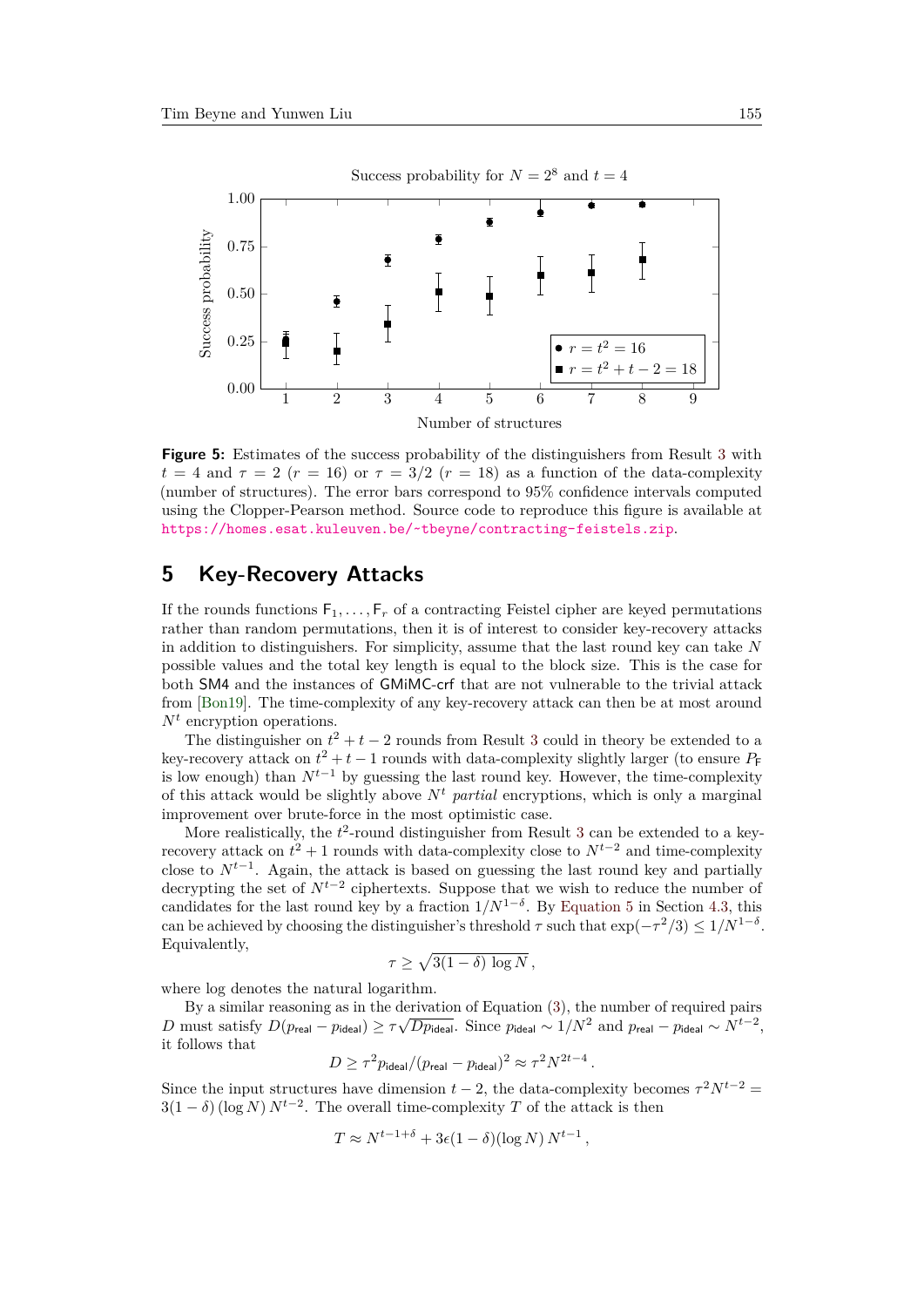Success probability for $N = 2^8$ and $t = 4$

**Figure 5:** Estimates of the success probability of the distinguishers from Result 3 with $t = 4$ and $\tau = 2$ ($r = 16$) or $\tau = 3/2$ ($r = 18$) as a function of the data-complexity (number of structures). The error bars correspond to 95% confidence intervals computed using the Clopper-Pearson method. Source code to reproduce this figure is available at https://homes.esat.kuleuven.be/~tbeyne/contracting-feistels.zip.

## 5 Key-Recovery Attacks

If the rounds functions $\mathsf{F}_1, \ldots, \mathsf{F}_r$ of a contracting Feistel cipher are keyed permutations rather than random permutations, then it is of interest to consider key-recovery attacks in addition to distinguishers. For simplicity, assume that the last round key can take $N$ possible values and the total key length is equal to the block size. This is the case for both SM4 and the instances of GMiMC-crf that are not vulnerable to the trivial attack from [Bon19]. The time-complexity of any key-recovery attack can then be at most around $N^t$ encryption operations.

The distinguisher on $t^2 + t - 2$ rounds from Result 3 could in theory be extended to a key-recovery attack on $t^2 + t - 1$ rounds with data-complexity slightly larger (to ensure $P_{\mathsf{F}}$ is low enough) than $N^{t-1}$ by guessing the last round key. However, the time-complexity of this attack would be slightly above $N^t$ *partial* encryptions, which is only a marginal improvement over brute-force in the most optimistic case.

More realistically, the $t^2$-round distinguisher from Result 3 can be extended to a key-recovery attack on $t^2 + 1$ rounds with data-complexity close to $N^{t-2}$ and time-complexity close to $N^{t-1}$. Again, the attack is based on guessing the last round key and partially decrypting the set of $N^{t-2}$ ciphertexts. Suppose that we wish to reduce the number of candidates for the last round key by a fraction $1/N^{1-\delta}$. By Equation 5 in Section 4.3, this can be achieved by choosing the distinguisher's threshold $\tau$ such that $\exp(-\tau^2/3) \leq 1/N^{1-\delta}$. Equivalently,

$$\tau \geq \sqrt{3(1-\delta)\,\log N}\,,$$

where log denotes the natural logarithm.

By a similar reasoning as in the derivation of Equation (3), the number of required pairs $D$ must satisfy $D(p_{\mathsf{real}} - p_{\mathsf{ideal}}) \geq \tau\sqrt{D p_{\mathsf{ideal}}}$. Since $p_{\mathsf{ideal}} \sim 1/N^2$ and $p_{\mathsf{real}} - p_{\mathsf{ideal}} \sim N^{t-2}$, it follows that

$$D \geq \tau^2 p_{\mathsf{ideal}}/(p_{\mathsf{real}} - p_{\mathsf{ideal}})^2 \approx \tau^2 N^{2t-4}\,.$$

Since the input structures have dimension $t-2$, the data-complexity becomes $\tau^2 N^{t-2} = 3(1-\delta)\,(\log N)\,N^{t-2}$. The overall time-complexity $T$ of the attack is then

$$T \approx N^{t-1+\delta} + 3\epsilon(1-\delta)(\log N)\,N^{t-1}\,,$$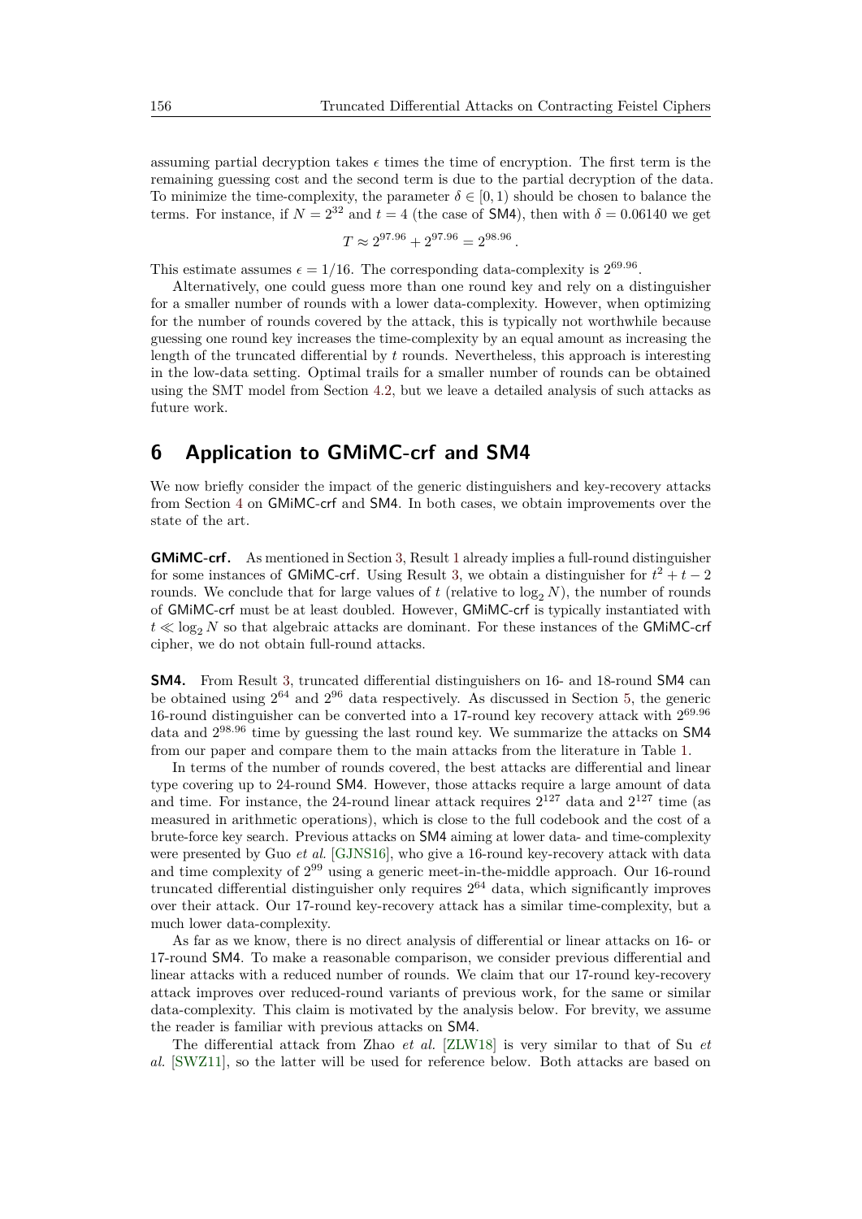assuming partial decryption takes $\epsilon$ times the time of encryption. The first term is the remaining guessing cost and the second term is due to the partial decryption of the data. To minimize the time-complexity, the parameter $\delta \in [0, 1)$ should be chosen to balance the terms. For instance, if $N = 2^{32}$ and $t = 4$ (the case of SM4), then with $\delta = 0.06140$ we get

$$T \approx 2^{97.96} + 2^{97.96} = 2^{98.96}\,.$$

This estimate assumes $\epsilon = 1/16$. The corresponding data-complexity is $2^{69.96}$.

Alternatively, one could guess more than one round key and rely on a distinguisher for a smaller number of rounds with a lower data-complexity. However, when optimizing for the number of rounds covered by the attack, this is typically not worthwhile because guessing one round key increases the time-complexity by an equal amount as increasing the length of the truncated differential by $t$ rounds. Nevertheless, this approach is interesting in the low-data setting. Optimal trails for a smaller number of rounds can be obtained using the SMT model from Section 4.2, but we leave a detailed analysis of such attacks as future work.

## 6 Application to GMiMC-crf and SM4

We now briefly consider the impact of the generic distinguishers and key-recovery attacks from Section 4 on GMiMC-crf and SM4. In both cases, we obtain improvements over the state of the art.

**GMiMC-crf.** As mentioned in Section 3, Result 1 already implies a full-round distinguisher for some instances of GMiMC-crf. Using Result 3, we obtain a distinguisher for $t^2 + t - 2$ rounds. We conclude that for large values of $t$ (relative to $\log_2 N$), the number of rounds of GMiMC-crf must be at least doubled. However, GMiMC-crf is typically instantiated with $t \ll \log_2 N$ so that algebraic attacks are dominant. For these instances of the GMiMC-crf cipher, we do not obtain full-round attacks.

**SM4.** From Result 3, truncated differential distinguishers on 16- and 18-round SM4 can be obtained using $2^{64}$ and $2^{96}$ data respectively. As discussed in Section 5, the generic 16-round distinguisher can be converted into a 17-round key recovery attack with $2^{69.96}$ data and $2^{98.96}$ time by guessing the last round key. We summarize the attacks on SM4 from our paper and compare them to the main attacks from the literature in Table 1.

In terms of the number of rounds covered, the best attacks are differential and linear type covering up to 24-round SM4. However, those attacks require a large amount of data and time. For instance, the 24-round linear attack requires $2^{127}$ data and $2^{127}$ time (as measured in arithmetic operations), which is close to the full codebook and the cost of a brute-force key search. Previous attacks on SM4 aiming at lower data- and time-complexity were presented by Guo *et al.* [GJNS16], who give a 16-round key-recovery attack with data and time complexity of $2^{99}$ using a generic meet-in-the-middle approach. Our 16-round truncated differential distinguisher only requires $2^{64}$ data, which significantly improves over their attack. Our 17-round key-recovery attack has a similar time-complexity, but a much lower data-complexity.

As far as we know, there is no direct analysis of differential or linear attacks on 16- or 17-round SM4. To make a reasonable comparison, we consider previous differential and linear attacks with a reduced number of rounds. We claim that our 17-round key-recovery attack improves over reduced-round variants of previous work, for the same or similar data-complexity. This claim is motivated by the analysis below. For brevity, we assume the reader is familiar with previous attacks on SM4.

The differential attack from Zhao *et al.* [ZLW18] is very similar to that of Su *et al.* [SWZ11], so the latter will be used for reference below. Both attacks are based on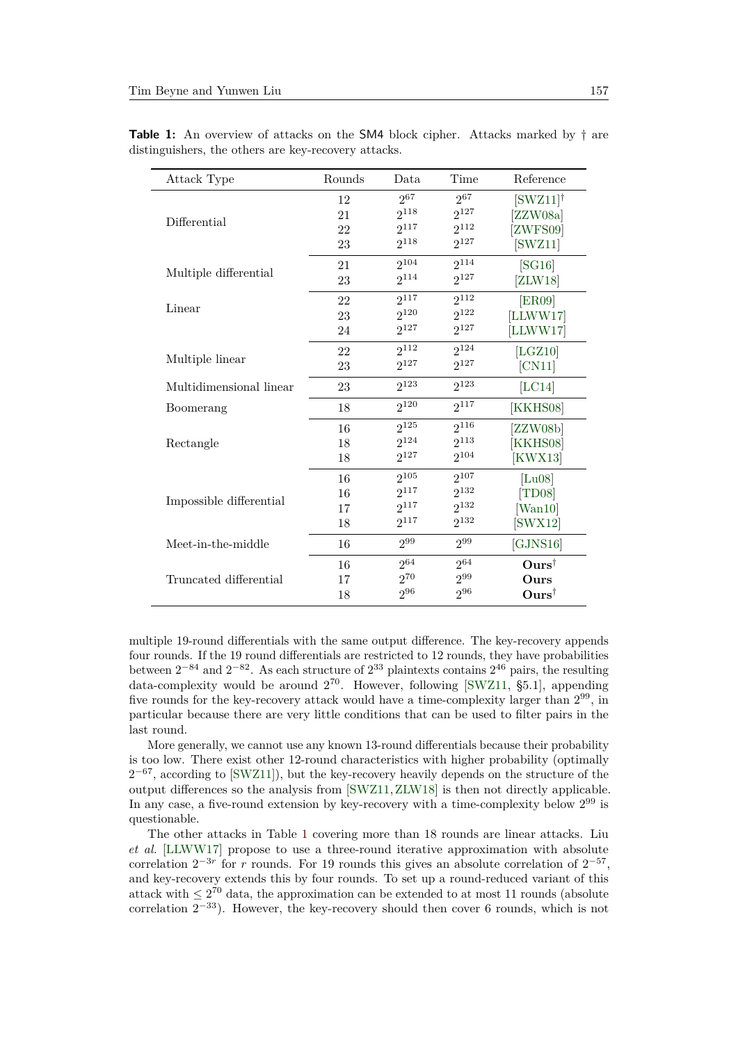**Table 1:** An overview of attacks on the SM4 block cipher. Attacks marked by † are distinguishers, the others are key-recovery attacks.

| Attack Type | Rounds | Data | Time | Reference |
|---|---|---|---|---|
| Differential | 12 | $2^{67}$ | $2^{67}$ | [SWZ11]† |
| | 21 | $2^{118}$ | $2^{127}$ | [ZZW08a] |
| | 22 | $2^{117}$ | $2^{112}$ | [ZWFS09] |
| | 23 | $2^{118}$ | $2^{127}$ | [SWZ11] |
| Multiple differential | 21 | $2^{104}$ | $2^{114}$ | [SG16] |
| | 23 | $2^{114}$ | $2^{127}$ | [ZLW18] |
| Linear | 22 | $2^{117}$ | $2^{112}$ | [ER09] |
| | 23 | $2^{120}$ | $2^{122}$ | [LLWW17] |
| | 24 | $2^{127}$ | $2^{127}$ | [LLWW17] |
| Multiple linear | 22 | $2^{112}$ | $2^{124}$ | [LGZ10] |
| | 23 | $2^{127}$ | $2^{127}$ | [CN11] |
| Multidimensional linear | 23 | $2^{123}$ | $2^{123}$ | [LC14] |
| Boomerang | 18 | $2^{120}$ | $2^{117}$ | [KKHS08] |
| Rectangle | 16 | $2^{125}$ | $2^{116}$ | [ZZW08b] |
| | 18 | $2^{124}$ | $2^{113}$ | [KKHS08] |
| | 18 | $2^{127}$ | $2^{104}$ | [KWX13] |
| Impossible differential | 16 | $2^{105}$ | $2^{107}$ | [Lu08] |
| | 16 | $2^{117}$ | $2^{132}$ | [TD08] |
| | 17 | $2^{117}$ | $2^{132}$ | [Wan10] |
| | 18 | $2^{117}$ | $2^{132}$ | [SWX12] |
| Meet-in-the-middle | 16 | $2^{99}$ | $2^{99}$ | [GJNS16] |
| Truncated differential | 16 | $2^{64}$ | $2^{64}$ | **Ours**† |
| | 17 | $2^{70}$ | $2^{99}$ | **Ours** |
| | 18 | $2^{96}$ | $2^{96}$ | **Ours**† |

multiple 19-round differentials with the same output difference. The key-recovery appends four rounds. If the 19 round differentials are restricted to 12 rounds, they have probabilities between $2^{-84}$ and $2^{-82}$. As each structure of $2^{33}$ plaintexts contains $2^{46}$ pairs, the resulting data-complexity would be around $2^{70}$. However, following [SWZ11, §5.1], appending five rounds for the key-recovery attack would have a time-complexity larger than $2^{99}$, in particular because there are very little conditions that can be used to filter pairs in the last round.

More generally, we cannot use any known 13-round differentials because their probability is too low. There exist other 12-round characteristics with higher probability (optimally $2^{-67}$, according to [SWZ11]), but the key-recovery heavily depends on the structure of the output differences so the analysis from [SWZ11, ZLW18] is then not directly applicable. In any case, a five-round extension by key-recovery with a time-complexity below $2^{99}$ is questionable.

The other attacks in Table 1 covering more than 18 rounds are linear attacks. Liu *et al.* [LLWW17] propose to use a three-round iterative approximation with absolute correlation $2^{-3r}$ for $r$ rounds. For 19 rounds this gives an absolute correlation of $2^{-57}$, and key-recovery extends this by four rounds. To set up a round-reduced variant of this attack with $\leq 2^{70}$ data, the approximation can be extended to at most 11 rounds (absolute correlation $2^{-33}$). However, the key-recovery should then cover 6 rounds, which is not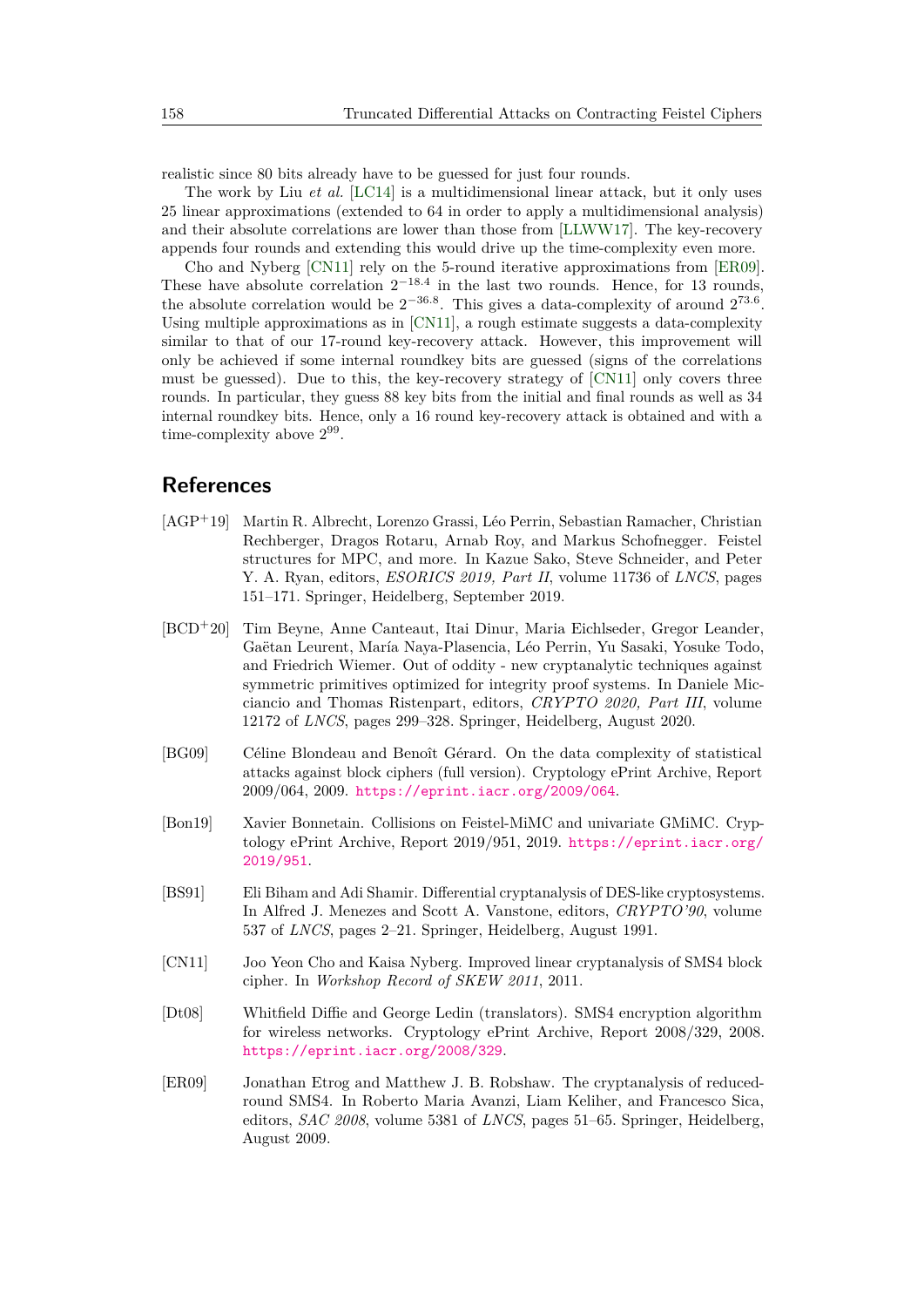realistic since 80 bits already have to be guessed for just four rounds.

The work by Liu *et al.* [LC14] is a multidimensional linear attack, but it only uses 25 linear approximations (extended to 64 in order to apply a multidimensional analysis) and their absolute correlations are lower than those from [LLWW17]. The key-recovery appends four rounds and extending this would drive up the time-complexity even more.

Cho and Nyberg [CN11] rely on the 5-round iterative approximations from [ER09]. These have absolute correlation $2^{-18.4}$ in the last two rounds. Hence, for 13 rounds, the absolute correlation would be $2^{-36.8}$. This gives a data-complexity of around $2^{73.6}$. Using multiple approximations as in [CN11], a rough estimate suggests a data-complexity similar to that of our 17-round key-recovery attack. However, this improvement will only be achieved if some internal roundkey bits are guessed (signs of the correlations must be guessed). Due to this, the key-recovery strategy of [CN11] only covers three rounds. In particular, they guess 88 key bits from the initial and final rounds as well as 34 internal roundkey bits. Hence, only a 16 round key-recovery attack is obtained and with a time-complexity above $2^{99}$.

## References

[AGP+19] Martin R. Albrecht, Lorenzo Grassi, Léo Perrin, Sebastian Ramacher, Christian Rechberger, Dragos Rotaru, Arnab Roy, and Markus Schofnegger. Feistel structures for MPC, and more. In Kazue Sako, Steve Schneider, and Peter Y. A. Ryan, editors, *ESORICS 2019, Part II*, volume 11736 of *LNCS*, pages 151–171. Springer, Heidelberg, September 2019.

[BCD+20] Tim Beyne, Anne Canteaut, Itai Dinur, Maria Eichlseder, Gregor Leander, Gaëtan Leurent, María Naya-Plasencia, Léo Perrin, Yu Sasaki, Yosuke Todo, and Friedrich Wiemer. Out of oddity - new cryptanalytic techniques against symmetric primitives optimized for integrity proof systems. In Daniele Micciancio and Thomas Ristenpart, editors, *CRYPTO 2020, Part III*, volume 12172 of *LNCS*, pages 299–328. Springer, Heidelberg, August 2020.

[BG09] Céline Blondeau and Benoît Gérard. On the data complexity of statistical attacks against block ciphers (full version). Cryptology ePrint Archive, Report 2009/064, 2009. https://eprint.iacr.org/2009/064.

[Bon19] Xavier Bonnetain. Collisions on Feistel-MiMC and univariate GMiMC. Cryptology ePrint Archive, Report 2019/951, 2019. https://eprint.iacr.org/2019/951.

[BS91] Eli Biham and Adi Shamir. Differential cryptanalysis of DES-like cryptosystems. In Alfred J. Menezes and Scott A. Vanstone, editors, *CRYPTO'90*, volume 537 of *LNCS*, pages 2–21. Springer, Heidelberg, August 1991.

[CN11] Joo Yeon Cho and Kaisa Nyberg. Improved linear cryptanalysis of SMS4 block cipher. In *Workshop Record of SKEW 2011*, 2011.

[Dt08] Whitfield Diffie and George Ledin (translators). SMS4 encryption algorithm for wireless networks. Cryptology ePrint Archive, Report 2008/329, 2008. https://eprint.iacr.org/2008/329.

[ER09] Jonathan Etrog and Matthew J. B. Robshaw. The cryptanalysis of reduced-round SMS4. In Roberto Maria Avanzi, Liam Keliher, and Francesco Sica, editors, *SAC 2008*, volume 5381 of *LNCS*, pages 51–65. Springer, Heidelberg, August 2009.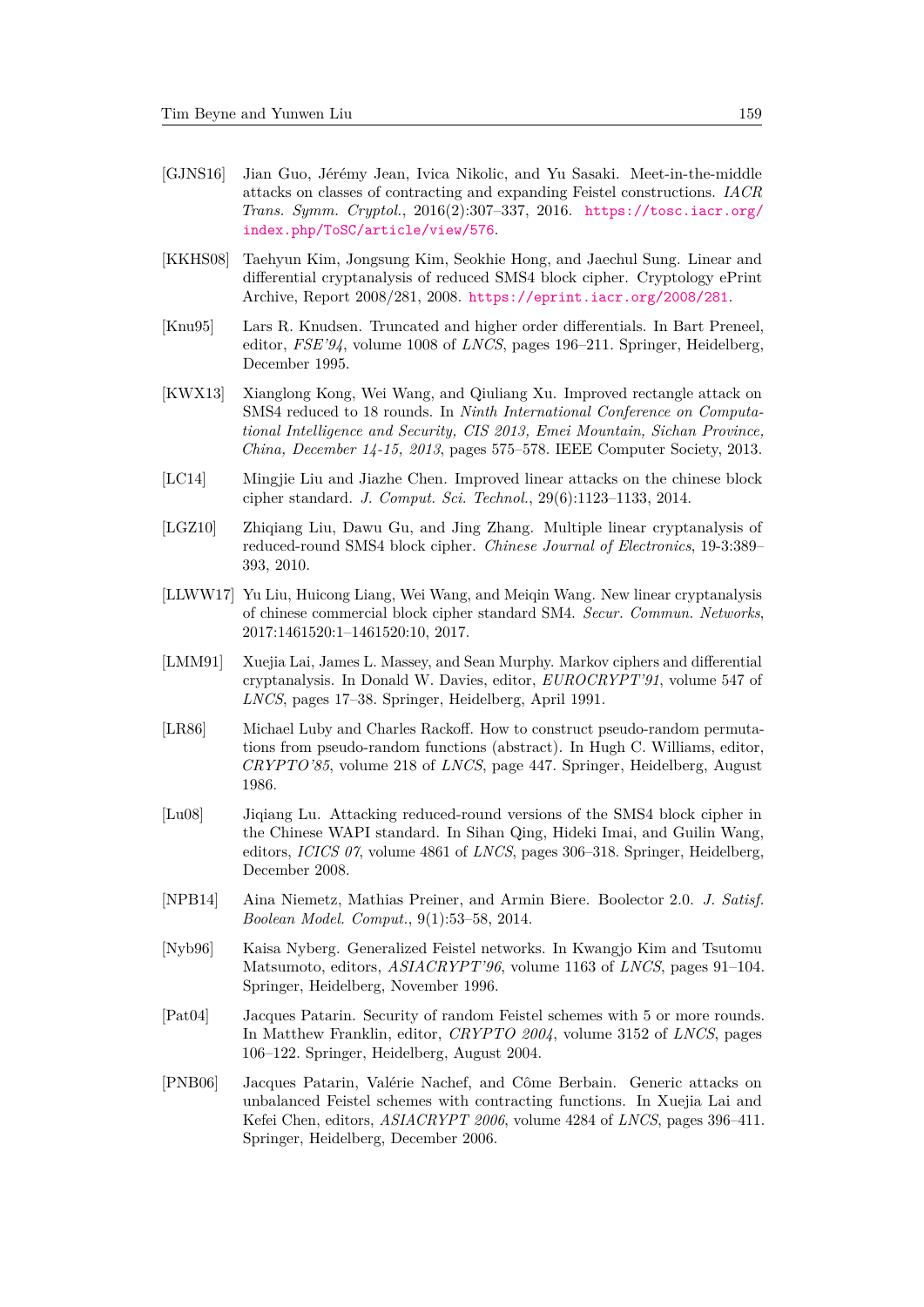- [GJNS16] Jian Guo, Jérémy Jean, Ivica Nikolic, and Yu Sasaki. Meet-in-the-middle attacks on classes of contracting and expanding Feistel constructions. *IACR Trans. Symm. Cryptol.*, 2016(2):307–337, 2016. https://tosc.iacr.org/index.php/ToSC/article/view/576.

- [KKHS08] Taehyun Kim, Jongsung Kim, Seokhie Hong, and Jaechul Sung. Linear and differential cryptanalysis of reduced SMS4 block cipher. Cryptology ePrint Archive, Report 2008/281, 2008. https://eprint.iacr.org/2008/281.

- [Knu95] Lars R. Knudsen. Truncated and higher order differentials. In Bart Preneel, editor, *FSE'94*, volume 1008 of *LNCS*, pages 196–211. Springer, Heidelberg, December 1995.

- [KWX13] Xianglong Kong, Wei Wang, and Qiuliang Xu. Improved rectangle attack on SMS4 reduced to 18 rounds. In *Ninth International Conference on Computational Intelligence and Security, CIS 2013, Emei Mountain, Sichan Province, China, December 14-15, 2013*, pages 575–578. IEEE Computer Society, 2013.

- [LC14] Mingjie Liu and Jiazhe Chen. Improved linear attacks on the chinese block cipher standard. *J. Comput. Sci. Technol.*, 29(6):1123–1133, 2014.

- [LGZ10] Zhiqiang Liu, Dawu Gu, and Jing Zhang. Multiple linear cryptanalysis of reduced-round SMS4 block cipher. *Chinese Journal of Electronics*, 19-3:389–393, 2010.

- [LLWW17] Yu Liu, Huicong Liang, Wei Wang, and Meiqin Wang. New linear cryptanalysis of chinese commercial block cipher standard SM4. *Secur. Commun. Networks*, 2017:1461520:1–1461520:10, 2017.

- [LMM91] Xuejia Lai, James L. Massey, and Sean Murphy. Markov ciphers and differential cryptanalysis. In Donald W. Davies, editor, *EUROCRYPT'91*, volume 547 of *LNCS*, pages 17–38. Springer, Heidelberg, April 1991.

- [LR86] Michael Luby and Charles Rackoff. How to construct pseudo-random permutations from pseudo-random functions (abstract). In Hugh C. Williams, editor, *CRYPTO'85*, volume 218 of *LNCS*, page 447. Springer, Heidelberg, August 1986.

- [Lu08] Jiqiang Lu. Attacking reduced-round versions of the SMS4 block cipher in the Chinese WAPI standard. In Sihan Qing, Hideki Imai, and Guilin Wang, editors, *ICICS 07*, volume 4861 of *LNCS*, pages 306–318. Springer, Heidelberg, December 2008.

- [NPB14] Aina Niemetz, Mathias Preiner, and Armin Biere. Boolector 2.0. *J. Satisf. Boolean Model. Comput.*, 9(1):53–58, 2014.

- [Nyb96] Kaisa Nyberg. Generalized Feistel networks. In Kwangjo Kim and Tsutomu Matsumoto, editors, *ASIACRYPT'96*, volume 1163 of *LNCS*, pages 91–104. Springer, Heidelberg, November 1996.

- [Pat04] Jacques Patarin. Security of random Feistel schemes with 5 or more rounds. In Matthew Franklin, editor, *CRYPTO 2004*, volume 3152 of *LNCS*, pages 106–122. Springer, Heidelberg, August 2004.

- [PNB06] Jacques Patarin, Valérie Nachef, and Côme Berbain. Generic attacks on unbalanced Feistel schemes with contracting functions. In Xuejia Lai and Kefei Chen, editors, *ASIACRYPT 2006*, volume 4284 of *LNCS*, pages 396–411. Springer, Heidelberg, December 2006.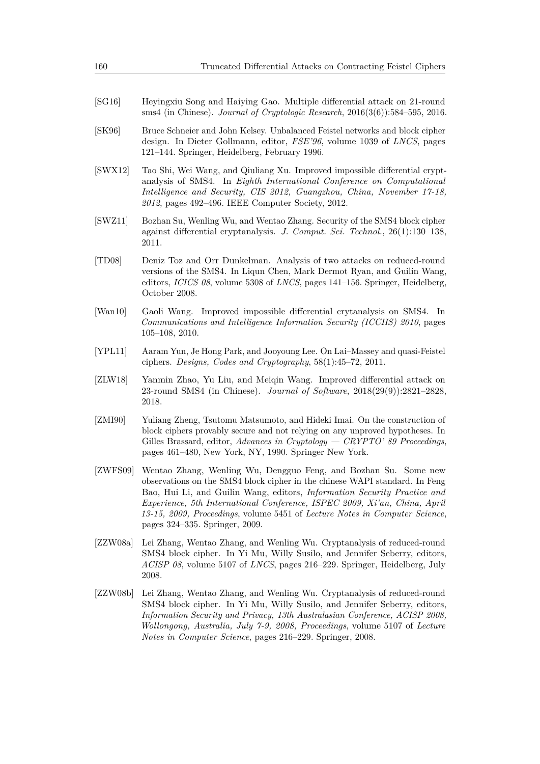[SG16] Heyingxiu Song and Haiying Gao. Multiple differential attack on 21-round sms4 (in Chinese). *Journal of Cryptologic Research*, 2016(3(6)):584–595, 2016.

[SK96] Bruce Schneier and John Kelsey. Unbalanced Feistel networks and block cipher design. In Dieter Gollmann, editor, *FSE'96*, volume 1039 of *LNCS*, pages 121–144. Springer, Heidelberg, February 1996.

[SWX12] Tao Shi, Wei Wang, and Qiuliang Xu. Improved impossible differential cryptanalysis of SMS4. In *Eighth International Conference on Computational Intelligence and Security, CIS 2012, Guangzhou, China, November 17-18, 2012*, pages 492–496. IEEE Computer Society, 2012.

[SWZ11] Bozhan Su, Wenling Wu, and Wentao Zhang. Security of the SMS4 block cipher against differential cryptanalysis. *J. Comput. Sci. Technol.*, 26(1):130–138, 2011.

[TD08] Deniz Toz and Orr Dunkelman. Analysis of two attacks on reduced-round versions of the SMS4. In Liqun Chen, Mark Dermot Ryan, and Guilin Wang, editors, *ICICS 08*, volume 5308 of *LNCS*, pages 141–156. Springer, Heidelberg, October 2008.

[Wan10] Gaoli Wang. Improved impossible differential crytanalysis on SMS4. In *Communications and Intelligence Information Security (ICCIIS) 2010*, pages 105–108, 2010.

[YPL11] Aaram Yun, Je Hong Park, and Jooyoung Lee. On Lai–Massey and quasi-Feistel ciphers. *Designs, Codes and Cryptography*, 58(1):45–72, 2011.

[ZLW18] Yanmin Zhao, Yu Liu, and Meiqin Wang. Improved differential attack on 23-round SMS4 (in Chinese). *Journal of Software*, 2018(29(9)):2821–2828, 2018.

[ZMI90] Yuliang Zheng, Tsutomu Matsumoto, and Hideki Imai. On the construction of block ciphers provably secure and not relying on any unproved hypotheses. In Gilles Brassard, editor, *Advances in Cryptology — CRYPTO' 89 Proceedings*, pages 461–480, New York, NY, 1990. Springer New York.

[ZWFS09] Wentao Zhang, Wenling Wu, Dengguo Feng, and Bozhan Su. Some new observations on the SMS4 block cipher in the chinese WAPI standard. In Feng Bao, Hui Li, and Guilin Wang, editors, *Information Security Practice and Experience, 5th International Conference, ISPEC 2009, Xi'an, China, April 13-15, 2009, Proceedings*, volume 5451 of *Lecture Notes in Computer Science*, pages 324–335. Springer, 2009.

[ZZW08a] Lei Zhang, Wentao Zhang, and Wenling Wu. Cryptanalysis of reduced-round SMS4 block cipher. In Yi Mu, Willy Susilo, and Jennifer Seberry, editors, *ACISP 08*, volume 5107 of *LNCS*, pages 216–229. Springer, Heidelberg, July 2008.

[ZZW08b] Lei Zhang, Wentao Zhang, and Wenling Wu. Cryptanalysis of reduced-round SMS4 block cipher. In Yi Mu, Willy Susilo, and Jennifer Seberry, editors, *Information Security and Privacy, 13th Australasian Conference, ACISP 2008, Wollongong, Australia, July 7-9, 2008, Proceedings*, volume 5107 of *Lecture Notes in Computer Science*, pages 216–229. Springer, 2008.